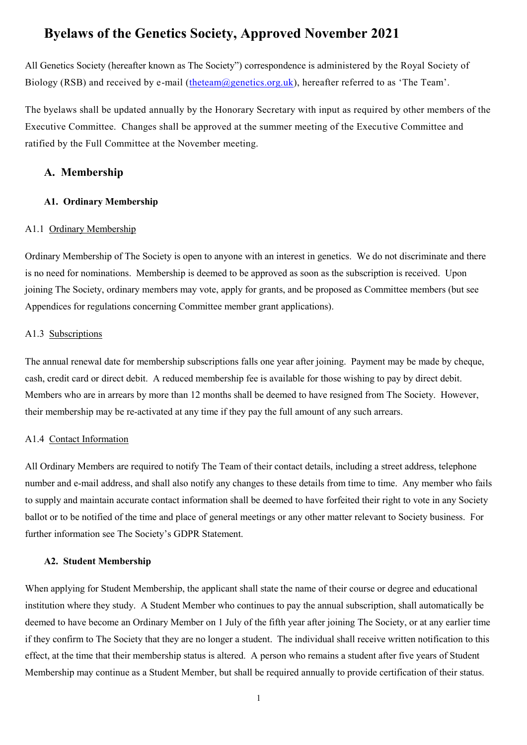# Byelaws of the Genetics Society, Approved November 2021

All Genetics Society (hereafter known as The Society") correspondence is administered by the Royal Society of Biology (RSB) and received by e-mail (theteam@genetics.org.uk), hereafter referred to as 'The Team'.

The byelaws shall be updated annually by the Honorary Secretary with input as required by other members of the Executive Committee. Changes shall be approved at the summer meeting of the Executive Committee and ratified by the Full Committee at the November meeting.

## A. Membership

### A1. Ordinary Membership

A1.1 Ordinary Membership

Ordinary Membership of The Society is open to anyone with an interest in genetics. We do not discriminate and there is no need for nominations. Membership is deemed to be approved as soon as the subscription is received. Upon joining The Society, ordinary members may vote, apply for grants, and be proposed as Committee members (but see Appendices for regulations concerning Committee member grant applications).

A1.3 Subscriptions

The annual renewal date for membership subscriptions falls one year after joining. Payment may be made by cheque, cash, credit card or direct debit. A reduced membership fee is available for those wishing to pay by direct debit. Members who are in arrears by more than 12 months shall be deemed to have resigned from The Society. However, their membership may be re-activated at any time if they pay the full amount of any such arrears.

A1.4 Contact Information

All Ordinary Members are required to notify The Team of their contact details, including a street address, telephone number and e-mail address, and shall also notify any changes to these details from time to time. Any member who fails to supply and maintain accurate contact information shall be deemed to have forfeited their right to vote in any Society ballot or to be notified of the time and place of general meetings or any other matter relevant to Society business. For further information see The Society's GDPR Statement.

### A2. Student Membership

When applying for Student Membership, the applicant shall state the name of their course or degree and educational institution where they study. A Student Member who continues to pay the annual subscription, shall automatically be deemed to have become an Ordinary Member on 1 July of the fifth year after joining The Society, or at any earlier time if they confirm to The Society that they are no longer a student. The individual shall receive written notification to this effect, at the time that their membership status is altered. A person who remains a student after five years of Student Membership may continue as a Student Member, but shall be required annually to provide certification of their status.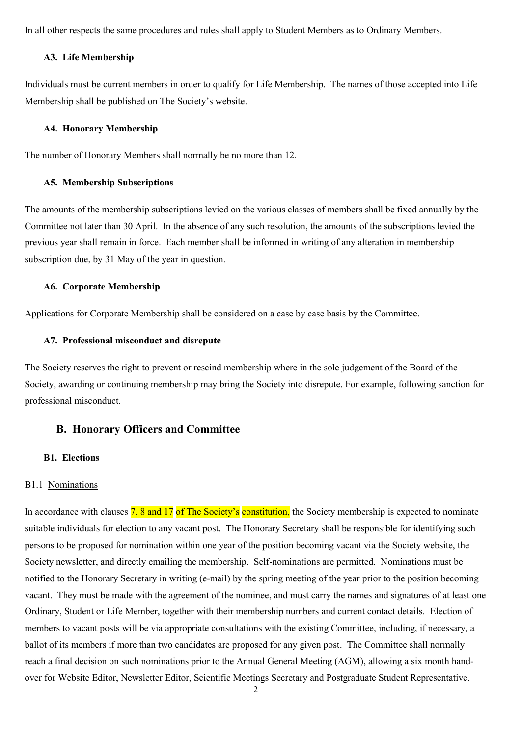In all other respects the same procedures and rules shall apply to Student Members as to Ordinary Members.

### A3. Life Membership

Individuals must be current members in order to qualify for Life Membership. The names of those accepted into Life Membership shall be published on The Society's website.

### A4. Honorary Membership

The number of Honorary Members shall normally be no more than 12.

### A5. Membership Subscriptions

The amounts of the membership subscriptions levied on the various classes of members shall be fixed annually by the Committee not later than 30 April. In the absence of any such resolution, the amounts of the subscriptions levied the previous year shall remain in force. Each member shall be informed in writing of any alteration in membership subscription due, by 31 May of the year in question.

### A6. Corporate Membership

Applications for Corporate Membership shall be considered on a case by case basis by the Committee.

### A7. Professional misconduct and disrepute

The Society reserves the right to prevent or rescind membership where in the sole judgement of the Board of the Society, awarding or continuing membership may bring the Society into disrepute. For example, following sanction for professional misconduct.

## B. Honorary Officers and Committee

### B1. Elections

B1.1 Nominations

In accordance with clauses 7, 8 and 17 of The Society's constitution, the Society membership is expected to nominate suitable individuals for election to any vacant post. The Honorary Secretary shall be responsible for identifying such persons to be proposed for nomination within one year of the position becoming vacant via the Society website, the Society newsletter, and directly emailing the membership. Self-nominations are permitted. Nominations must be notified to the Honorary Secretary in writing (e-mail) by the spring meeting of the year prior to the position becoming vacant. They must be made with the agreement of the nominee, and must carry the names and signatures of at least one Ordinary, Student or Life Member, together with their membership numbers and current contact details. Election of members to vacant posts will be via appropriate consultations with the existing Committee, including, if necessary, a ballot of its members if more than two candidates are proposed for any given post. The Committee shall normally reach a final decision on such nominations prior to the Annual General Meeting (AGM), allowing a six month hand-over for Website Editor, Newsletter Editor, Scientific Meetings Secretary and Postgraduate Student Representative.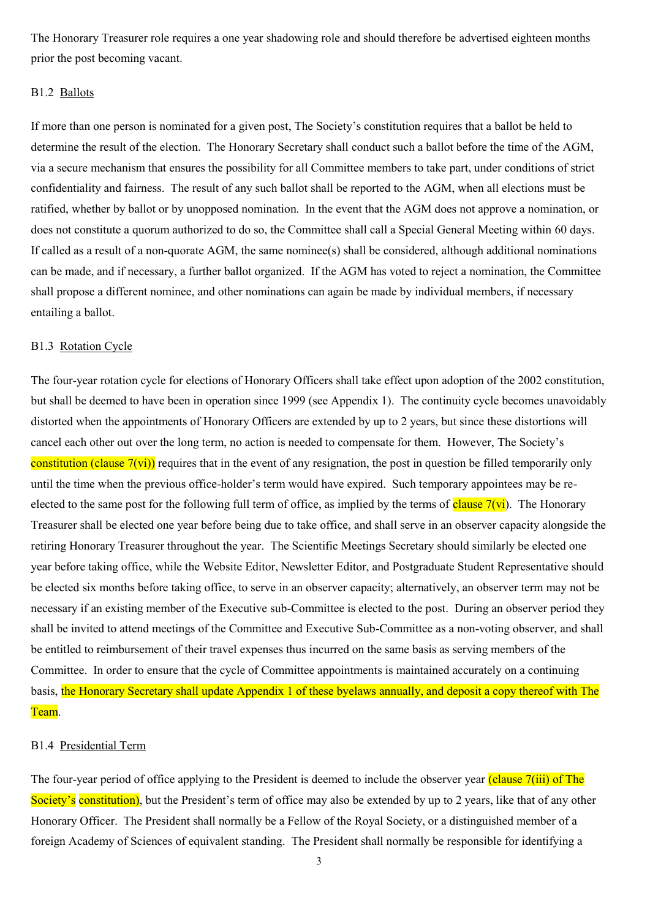The Honorary Treasurer role requires a one year shadowing role and should therefore be advertised eighteen months prior the post becoming vacant.

B1.2 Ballots

If more than one person is nominated for a given post, The Society's constitution requires that a ballot be held to determine the result of the election. The Honorary Secretary shall conduct such a ballot before the time of the AGM, via a secure mechanism that ensures the possibility for all Committee members to take part, under conditions of strict confidentiality and fairness. The result of any such ballot shall be reported to the AGM, when all elections must be ratified, whether by ballot or by unopposed nomination. In the event that the AGM does not approve a nomination, or does not constitute a quorum authorized to do so, the Committee shall call a Special General Meeting within 60 days. If called as a result of a non-quorate AGM, the same nominee(s) shall be considered, although additional nominations can be made, and if necessary, a further ballot organized. If the AGM has voted to reject a nomination, the Committee shall propose a different nominee, and other nominations can again be made by individual members, if necessary entailing a ballot.

B1.3 Rotation Cycle

The four-year rotation cycle for elections of Honorary Officers shall take effect upon adoption of the 2002 constitution, but shall be deemed to have been in operation since 1999 (see Appendix 1). The continuity cycle becomes unavoidably distorted when the appointments of Honorary Officers are extended by up to 2 years, but since these distortions will cancel each other out over the long term, no action is needed to compensate for them. However, The Society's constitution (clause 7(vi)) requires that in the event of any resignation, the post in question be filled temporarily only until the time when the previous office-holder's term would have expired. Such temporary appointees may be re-elected to the same post for the following full term of office, as implied by the terms of clause 7(vi). The Honorary Treasurer shall be elected one year before being due to take office, and shall serve in an observer capacity alongside the retiring Honorary Treasurer throughout the year. The Scientific Meetings Secretary should similarly be elected one year before taking office, while the Website Editor, Newsletter Editor, and Postgraduate Student Representative should be elected six months before taking office, to serve in an observer capacity; alternatively, an observer term may not be necessary if an existing member of the Executive sub-Committee is elected to the post. During an observer period they shall be invited to attend meetings of the Committee and Executive Sub-Committee as a non-voting observer, and shall be entitled to reimbursement of their travel expenses thus incurred on the same basis as serving members of the Committee. In order to ensure that the cycle of Committee appointments is maintained accurately on a continuing basis, the Honorary Secretary shall update Appendix 1 of these byelaws annually, and deposit a copy thereof with The Team.

B1.4 Presidential Term

The four-year period of office applying to the President is deemed to include the observer year (clause 7(iii) of The Society's constitution), but the President's term of office may also be extended by up to 2 years, like that of any other Honorary Officer. The President shall normally be a Fellow of the Royal Society, or a distinguished member of a foreign Academy of Sciences of equivalent standing. The President shall normally be responsible for identifying a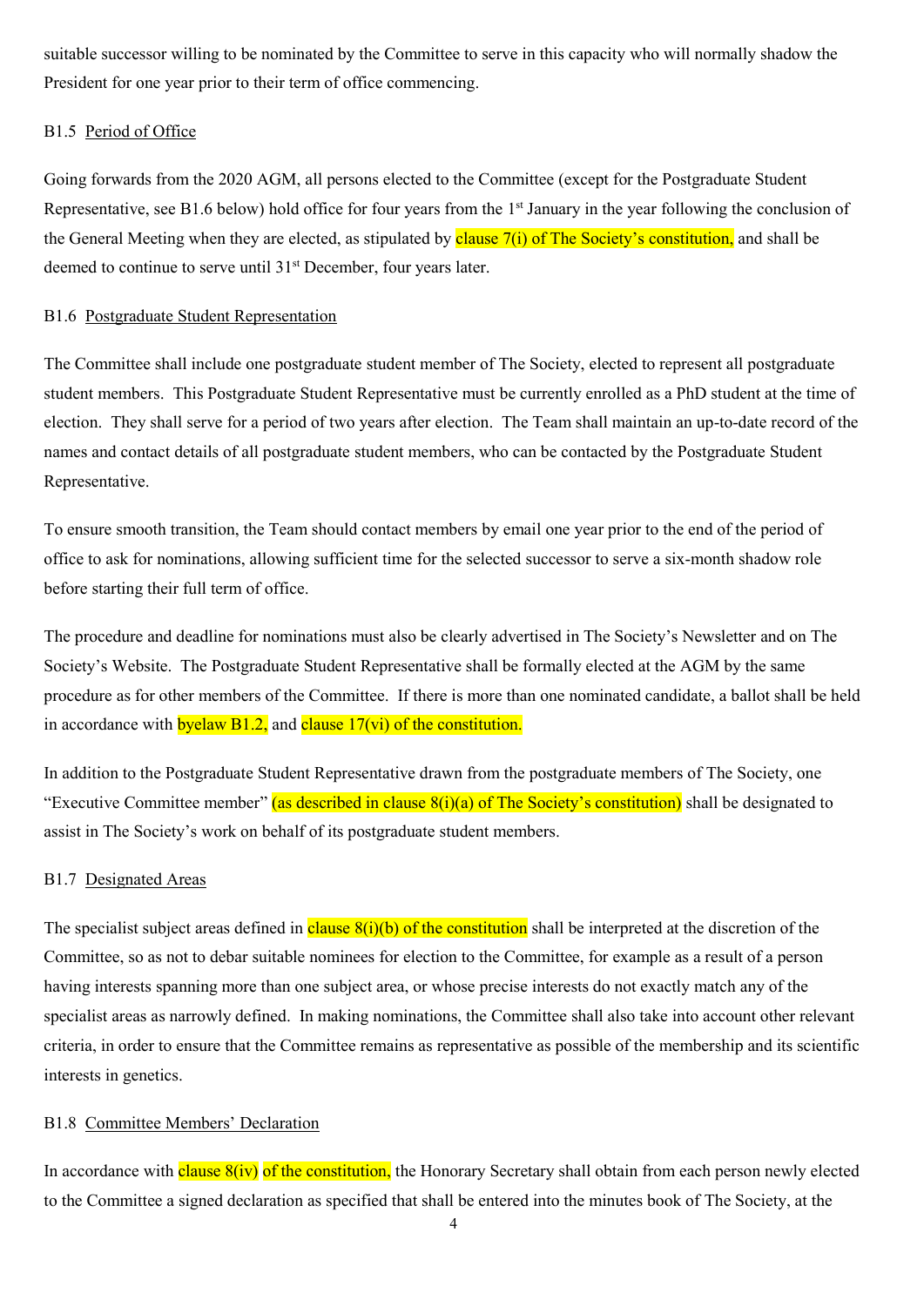suitable successor willing to be nominated by the Committee to serve in this capacity who will normally shadow the President for one year prior to their term of office commencing.

B1.5 Period of Office

Going forwards from the 2020 AGM, all persons elected to the Committee (except for the Postgraduate Student Representative, see B1.6 below) hold office for four years from the 1st January in the year following the conclusion of the General Meeting when they are elected, as stipulated by clause 7(i) of The Society's constitution, and shall be deemed to continue to serve until 31st December, four years later.

B1.6 Postgraduate Student Representation

The Committee shall include one postgraduate student member of The Society, elected to represent all postgraduate student members. This Postgraduate Student Representative must be currently enrolled as a PhD student at the time of election. They shall serve for a period of two years after election. The Team shall maintain an up-to-date record of the names and contact details of all postgraduate student members, who can be contacted by the Postgraduate Student Representative.

To ensure smooth transition, the Team should contact members by email one year prior to the end of the period of office to ask for nominations, allowing sufficient time for the selected successor to serve a six-month shadow role before starting their full term of office.

The procedure and deadline for nominations must also be clearly advertised in The Society's Newsletter and on The Society's Website. The Postgraduate Student Representative shall be formally elected at the AGM by the same procedure as for other members of the Committee. If there is more than one nominated candidate, a ballot shall be held in accordance with byelaw B1.2, and clause 17(vi) of the constitution.

In addition to the Postgraduate Student Representative drawn from the postgraduate members of The Society, one "Executive Committee member" (as described in clause 8(i)(a) of The Society's constitution) shall be designated to assist in The Society's work on behalf of its postgraduate student members.

B1.7 Designated Areas

The specialist subject areas defined in clause 8(i)(b) of the constitution shall be interpreted at the discretion of the Committee, so as not to debar suitable nominees for election to the Committee, for example as a result of a person having interests spanning more than one subject area, or whose precise interests do not exactly match any of the specialist areas as narrowly defined. In making nominations, the Committee shall also take into account other relevant criteria, in order to ensure that the Committee remains as representative as possible of the membership and its scientific interests in genetics.

B1.8 Committee Members' Declaration

In accordance with clause 8(iv) of the constitution, the Honorary Secretary shall obtain from each person newly elected to the Committee a signed declaration as specified that shall be entered into the minutes book of The Society, at the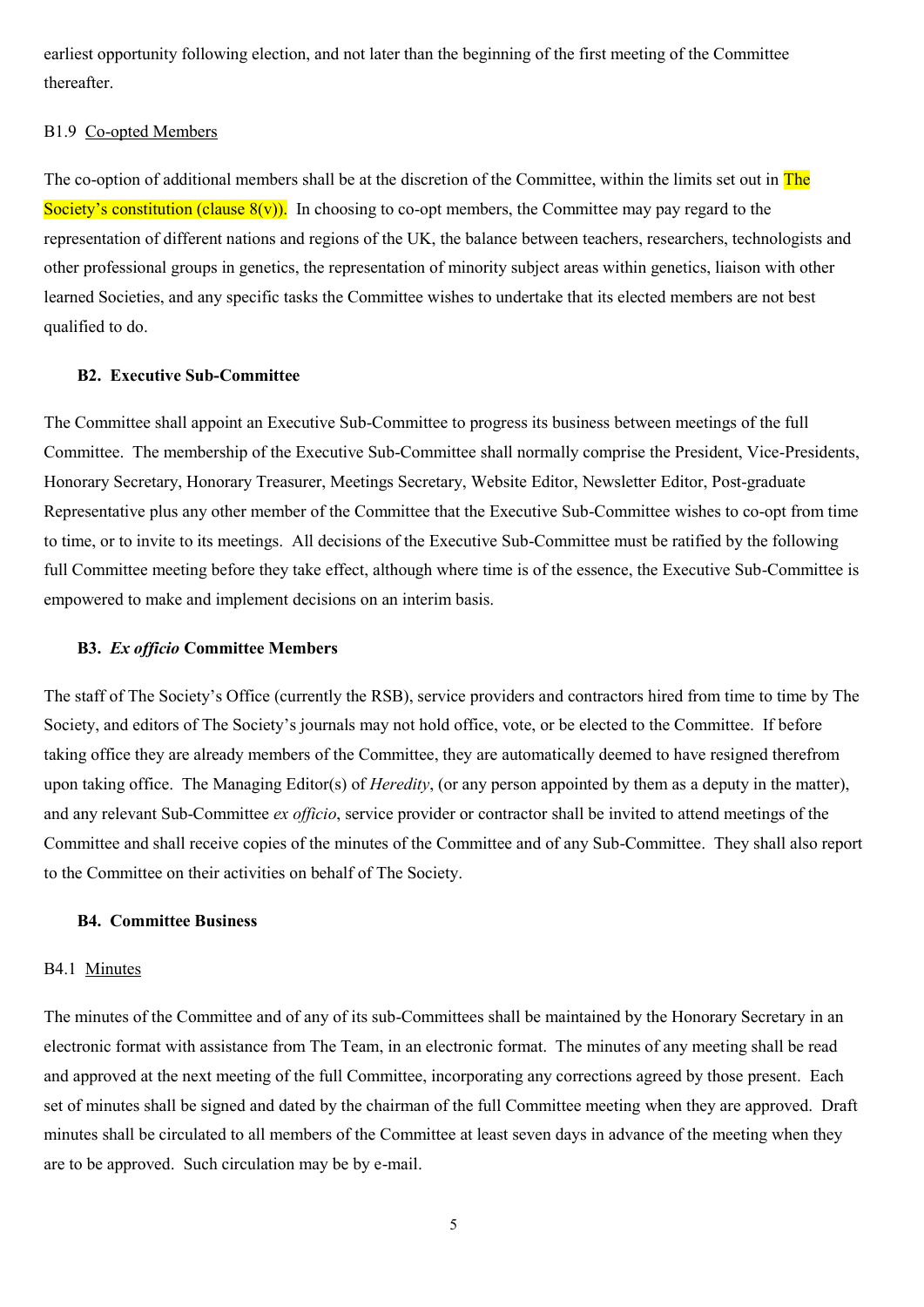earliest opportunity following election, and not later than the beginning of the first meeting of the Committee thereafter.

B1.9 Co-opted Members

The co-option of additional members shall be at the discretion of the Committee, within the limits set out in The Society's constitution (clause 8(v)). In choosing to co-opt members, the Committee may pay regard to the representation of different nations and regions of the UK, the balance between teachers, researchers, technologists and other professional groups in genetics, the representation of minority subject areas within genetics, liaison with other learned Societies, and any specific tasks the Committee wishes to undertake that its elected members are not best qualified to do.

### B2. Executive Sub-Committee

The Committee shall appoint an Executive Sub-Committee to progress its business between meetings of the full Committee. The membership of the Executive Sub-Committee shall normally comprise the President, Vice-Presidents, Honorary Secretary, Honorary Treasurer, Meetings Secretary, Website Editor, Newsletter Editor, Post-graduate Representative plus any other member of the Committee that the Executive Sub-Committee wishes to co-opt from time to time, or to invite to its meetings. All decisions of the Executive Sub-Committee must be ratified by the following full Committee meeting before they take effect, although where time is of the essence, the Executive Sub-Committee is empowered to make and implement decisions on an interim basis.

### B3. *Ex officio* Committee Members

The staff of The Society's Office (currently the RSB), service providers and contractors hired from time to time by The Society, and editors of The Society's journals may not hold office, vote, or be elected to the Committee. If before taking office they are already members of the Committee, they are automatically deemed to have resigned therefrom upon taking office. The Managing Editor(s) of *Heredity*, (or any person appointed by them as a deputy in the matter), and any relevant Sub-Committee *ex officio*, service provider or contractor shall be invited to attend meetings of the Committee and shall receive copies of the minutes of the Committee and of any Sub-Committee. They shall also report to the Committee on their activities on behalf of The Society.

### B4. Committee Business

B4.1 Minutes

The minutes of the Committee and of any of its sub-Committees shall be maintained by the Honorary Secretary in an electronic format with assistance from The Team, in an electronic format. The minutes of any meeting shall be read and approved at the next meeting of the full Committee, incorporating any corrections agreed by those present. Each set of minutes shall be signed and dated by the chairman of the full Committee meeting when they are approved. Draft minutes shall be circulated to all members of the Committee at least seven days in advance of the meeting when they are to be approved. Such circulation may be by e-mail.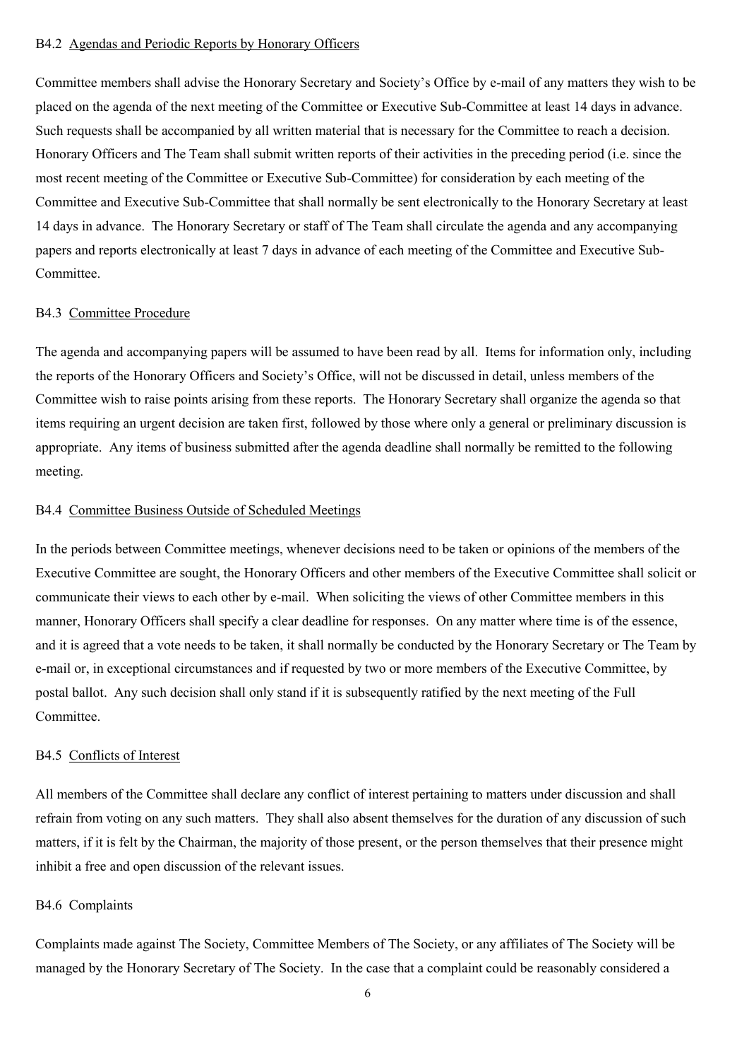#### B4.2 Agendas and Periodic Reports by Honorary Officers

Committee members shall advise the Honorary Secretary and Society's Office by e-mail of any matters they wish to be placed on the agenda of the next meeting of the Committee or Executive Sub-Committee at least 14 days in advance. Such requests shall be accompanied by all written material that is necessary for the Committee to reach a decision. Honorary Officers and The Team shall submit written reports of their activities in the preceding period (i.e. since the most recent meeting of the Committee or Executive Sub-Committee) for consideration by each meeting of the Committee and Executive Sub-Committee that shall normally be sent electronically to the Honorary Secretary at least 14 days in advance. The Honorary Secretary or staff of The Team shall circulate the agenda and any accompanying papers and reports electronically at least 7 days in advance of each meeting of the Committee and Executive Sub-Committee.

#### B4.3 Committee Procedure

The agenda and accompanying papers will be assumed to have been read by all. Items for information only, including the reports of the Honorary Officers and Society's Office, will not be discussed in detail, unless members of the Committee wish to raise points arising from these reports. The Honorary Secretary shall organize the agenda so that items requiring an urgent decision are taken first, followed by those where only a general or preliminary discussion is appropriate. Any items of business submitted after the agenda deadline shall normally be remitted to the following meeting.

#### B4.4 Committee Business Outside of Scheduled Meetings

In the periods between Committee meetings, whenever decisions need to be taken or opinions of the members of the Executive Committee are sought, the Honorary Officers and other members of the Executive Committee shall solicit or communicate their views to each other by e-mail. When soliciting the views of other Committee members in this manner, Honorary Officers shall specify a clear deadline for responses. On any matter where time is of the essence, and it is agreed that a vote needs to be taken, it shall normally be conducted by the Honorary Secretary or The Team by e-mail or, in exceptional circumstances and if requested by two or more members of the Executive Committee, by postal ballot. Any such decision shall only stand if it is subsequently ratified by the next meeting of the Full Committee.

#### B4.5 Conflicts of Interest

All members of the Committee shall declare any conflict of interest pertaining to matters under discussion and shall refrain from voting on any such matters. They shall also absent themselves for the duration of any discussion of such matters, if it is felt by the Chairman, the majority of those present, or the person themselves that their presence might inhibit a free and open discussion of the relevant issues.

#### B4.6 Complaints

Complaints made against The Society, Committee Members of The Society, or any affiliates of The Society will be managed by the Honorary Secretary of The Society. In the case that a complaint could be reasonably considered a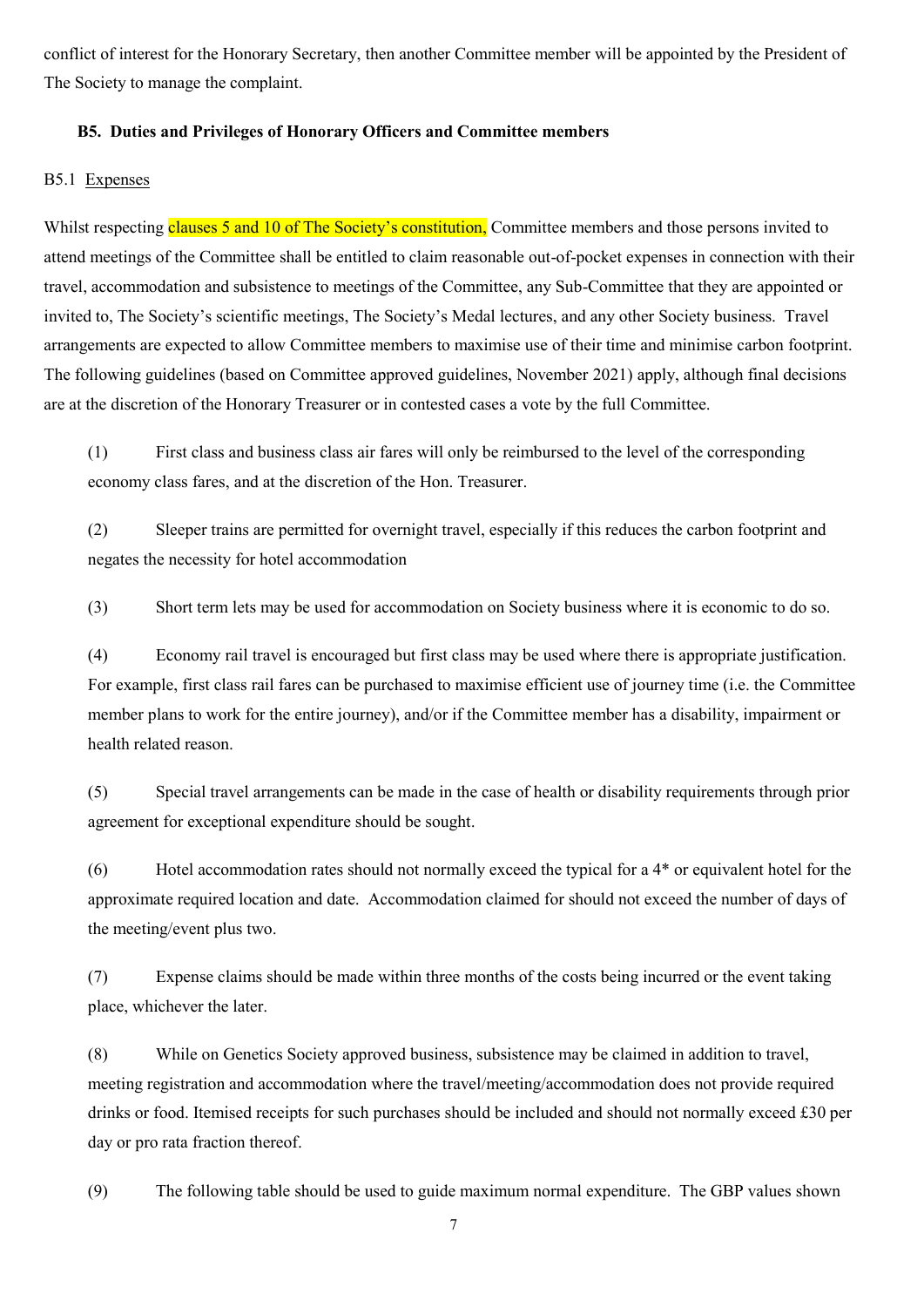conflict of interest for the Honorary Secretary, then another Committee member will be appointed by the President of The Society to manage the complaint.

### B5. Duties and Privileges of Honorary Officers and Committee members

B5.1 Expenses

Whilst respecting clauses 5 and 10 of The Society's constitution, Committee members and those persons invited to attend meetings of the Committee shall be entitled to claim reasonable out-of-pocket expenses in connection with their travel, accommodation and subsistence to meetings of the Committee, any Sub-Committee that they are appointed or invited to, The Society's scientific meetings, The Society's Medal lectures, and any other Society business. Travel arrangements are expected to allow Committee members to maximise use of their time and minimise carbon footprint. The following guidelines (based on Committee approved guidelines, November 2021) apply, although final decisions are at the discretion of the Honorary Treasurer or in contested cases a vote by the full Committee.

(1) First class and business class air fares will only be reimbursed to the level of the corresponding economy class fares, and at the discretion of the Hon. Treasurer.

(2) Sleeper trains are permitted for overnight travel, especially if this reduces the carbon footprint and negates the necessity for hotel accommodation

(3) Short term lets may be used for accommodation on Society business where it is economic to do so.

(4) Economy rail travel is encouraged but first class may be used where there is appropriate justification. For example, first class rail fares can be purchased to maximise efficient use of journey time (i.e. the Committee member plans to work for the entire journey), and/or if the Committee member has a disability, impairment or health related reason.

(5) Special travel arrangements can be made in the case of health or disability requirements through prior agreement for exceptional expenditure should be sought.

(6) Hotel accommodation rates should not normally exceed the typical for a 4* or equivalent hotel for the approximate required location and date. Accommodation claimed for should not exceed the number of days of the meeting/event plus two.

(7) Expense claims should be made within three months of the costs being incurred or the event taking place, whichever the later.

(8) While on Genetics Society approved business, subsistence may be claimed in addition to travel, meeting registration and accommodation where the travel/meeting/accommodation does not provide required drinks or food. Itemised receipts for such purchases should be included and should not normally exceed £30 per day or pro rata fraction thereof.

(9) The following table should be used to guide maximum normal expenditure. The GBP values shown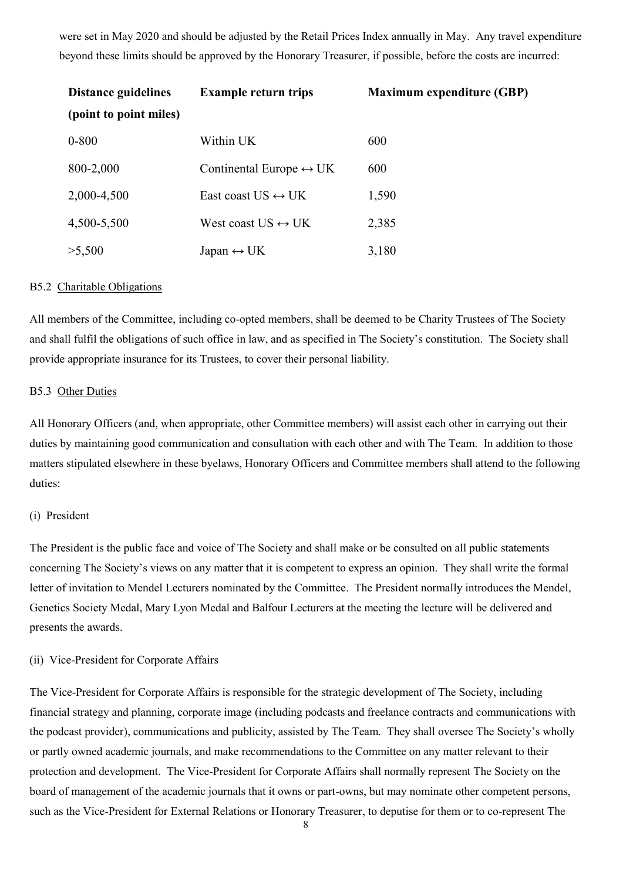were set in May 2020 and should be adjusted by the Retail Prices Index annually in May. Any travel expenditure beyond these limits should be approved by the Honorary Treasurer, if possible, before the costs are incurred:

| Distance guidelines (point to point miles) | Example return trips | Maximum expenditure (GBP) |
|---|---|---|
| 0-800 | Within UK | 600 |
| 800-2,000 | Continental Europe ↔ UK | 600 |
| 2,000-4,500 | East coast US ↔ UK | 1,590 |
| 4,500-5,500 | West coast US ↔ UK | 2,385 |
| >5,500 | Japan ↔ UK | 3,180 |

B5.2 Charitable Obligations

All members of the Committee, including co-opted members, shall be deemed to be Charity Trustees of The Society and shall fulfil the obligations of such office in law, and as specified in The Society's constitution. The Society shall provide appropriate insurance for its Trustees, to cover their personal liability.

B5.3 Other Duties

All Honorary Officers (and, when appropriate, other Committee members) will assist each other in carrying out their duties by maintaining good communication and consultation with each other and with The Team. In addition to those matters stipulated elsewhere in these byelaws, Honorary Officers and Committee members shall attend to the following duties:

(i) President

The President is the public face and voice of The Society and shall make or be consulted on all public statements concerning The Society's views on any matter that it is competent to express an opinion. They shall write the formal letter of invitation to Mendel Lecturers nominated by the Committee. The President normally introduces the Mendel, Genetics Society Medal, Mary Lyon Medal and Balfour Lecturers at the meeting the lecture will be delivered and presents the awards.

(ii) Vice-President for Corporate Affairs

The Vice-President for Corporate Affairs is responsible for the strategic development of The Society, including financial strategy and planning, corporate image (including podcasts and freelance contracts and communications with the podcast provider), communications and publicity, assisted by The Team. They shall oversee The Society's wholly or partly owned academic journals, and make recommendations to the Committee on any matter relevant to their protection and development. The Vice-President for Corporate Affairs shall normally represent The Society on the board of management of the academic journals that it owns or part-owns, but may nominate other competent persons, such as the Vice-President for External Relations or Honorary Treasurer, to deputise for them or to co-represent The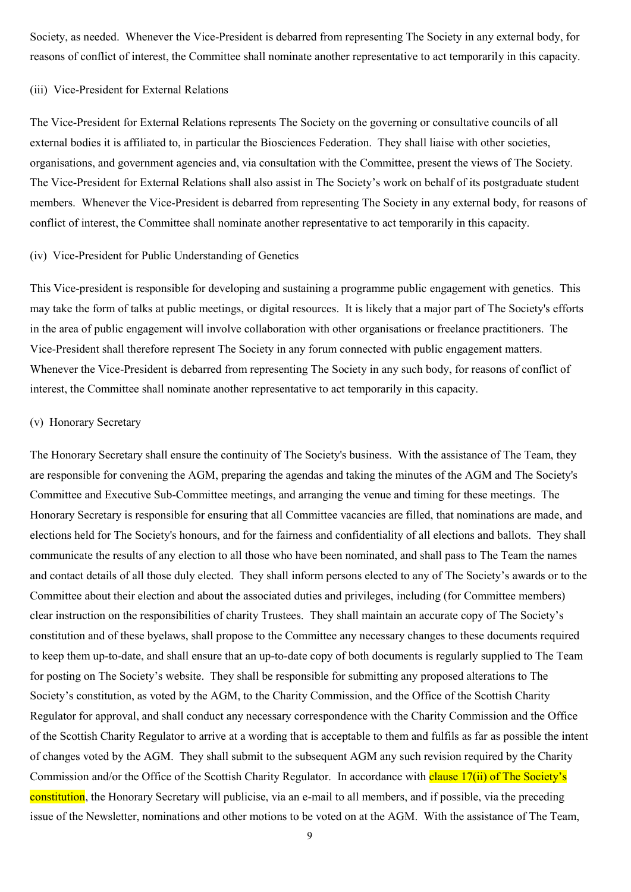Society, as needed. Whenever the Vice-President is debarred from representing The Society in any external body, for reasons of conflict of interest, the Committee shall nominate another representative to act temporarily in this capacity.

(iii) Vice-President for External Relations

The Vice-President for External Relations represents The Society on the governing or consultative councils of all external bodies it is affiliated to, in particular the Biosciences Federation. They shall liaise with other societies, organisations, and government agencies and, via consultation with the Committee, present the views of The Society. The Vice-President for External Relations shall also assist in The Society's work on behalf of its postgraduate student members. Whenever the Vice-President is debarred from representing The Society in any external body, for reasons of conflict of interest, the Committee shall nominate another representative to act temporarily in this capacity.

(iv) Vice-President for Public Understanding of Genetics

This Vice-president is responsible for developing and sustaining a programme public engagement with genetics. This may take the form of talks at public meetings, or digital resources. It is likely that a major part of The Society's efforts in the area of public engagement will involve collaboration with other organisations or freelance practitioners. The Vice-President shall therefore represent The Society in any forum connected with public engagement matters. Whenever the Vice-President is debarred from representing The Society in any such body, for reasons of conflict of interest, the Committee shall nominate another representative to act temporarily in this capacity.

(v) Honorary Secretary

The Honorary Secretary shall ensure the continuity of The Society's business. With the assistance of The Team, they are responsible for convening the AGM, preparing the agendas and taking the minutes of the AGM and The Society's Committee and Executive Sub-Committee meetings, and arranging the venue and timing for these meetings. The Honorary Secretary is responsible for ensuring that all Committee vacancies are filled, that nominations are made, and elections held for The Society's honours, and for the fairness and confidentiality of all elections and ballots. They shall communicate the results of any election to all those who have been nominated, and shall pass to The Team the names and contact details of all those duly elected. They shall inform persons elected to any of The Society's awards or to the Committee about their election and about the associated duties and privileges, including (for Committee members) clear instruction on the responsibilities of charity Trustees. They shall maintain an accurate copy of The Society's constitution and of these byelaws, shall propose to the Committee any necessary changes to these documents required to keep them up-to-date, and shall ensure that an up-to-date copy of both documents is regularly supplied to The Team for posting on The Society's website. They shall be responsible for submitting any proposed alterations to The Society's constitution, as voted by the AGM, to the Charity Commission, and the Office of the Scottish Charity Regulator for approval, and shall conduct any necessary correspondence with the Charity Commission and the Office of the Scottish Charity Regulator to arrive at a wording that is acceptable to them and fulfils as far as possible the intent of changes voted by the AGM. They shall submit to the subsequent AGM any such revision required by the Charity Commission and/or the Office of the Scottish Charity Regulator. In accordance with clause 17(ii) of The Society's constitution, the Honorary Secretary will publicise, via an e-mail to all members, and if possible, via the preceding issue of the Newsletter, nominations and other motions to be voted on at the AGM. With the assistance of The Team,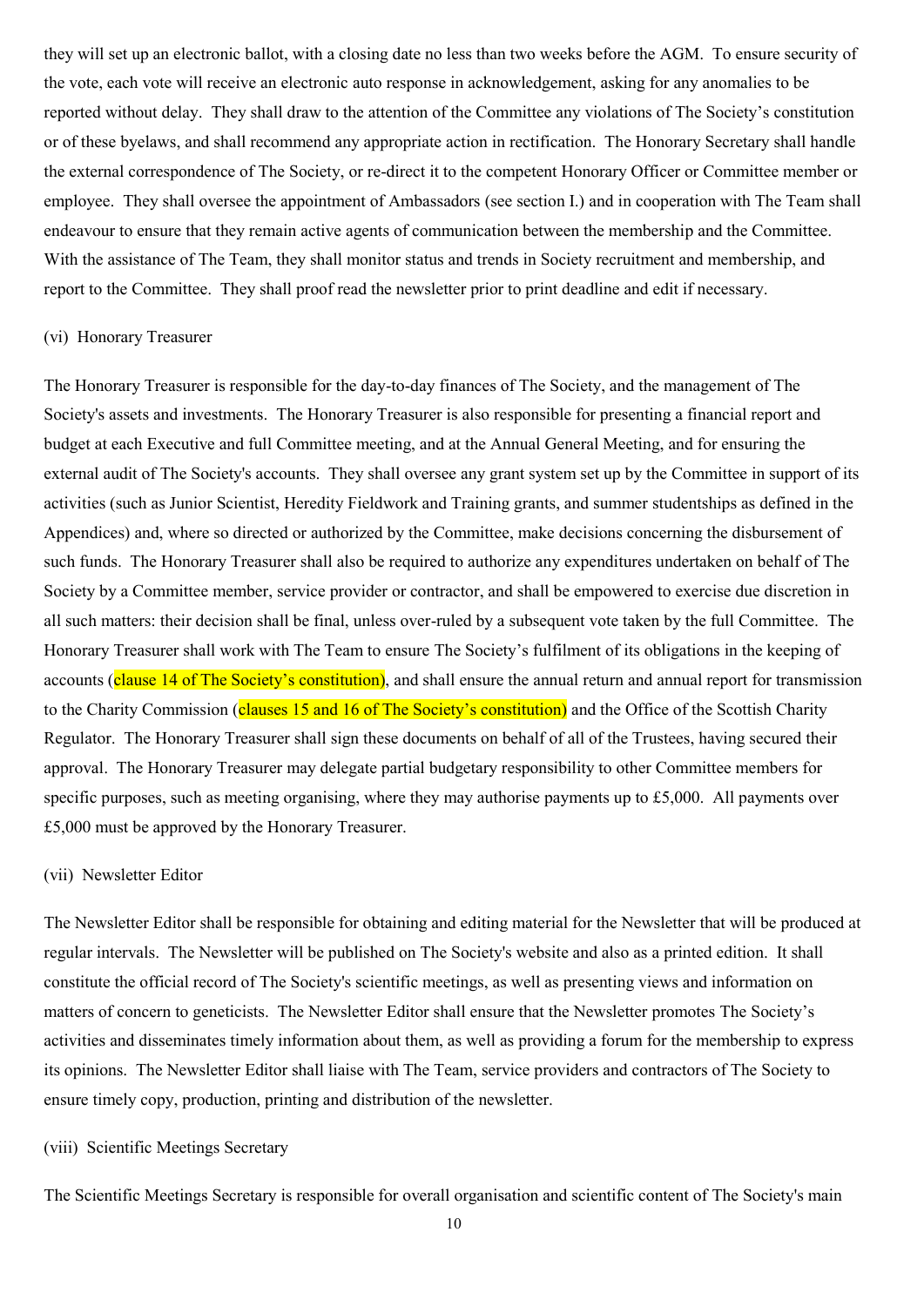they will set up an electronic ballot, with a closing date no less than two weeks before the AGM. To ensure security of the vote, each vote will receive an electronic auto response in acknowledgement, asking for any anomalies to be reported without delay. They shall draw to the attention of the Committee any violations of The Society's constitution or of these byelaws, and shall recommend any appropriate action in rectification. The Honorary Secretary shall handle the external correspondence of The Society, or re-direct it to the competent Honorary Officer or Committee member or employee. They shall oversee the appointment of Ambassadors (see section I.) and in cooperation with The Team shall endeavour to ensure that they remain active agents of communication between the membership and the Committee. With the assistance of The Team, they shall monitor status and trends in Society recruitment and membership, and report to the Committee. They shall proof read the newsletter prior to print deadline and edit if necessary.

(vi) Honorary Treasurer

The Honorary Treasurer is responsible for the day-to-day finances of The Society, and the management of The Society's assets and investments. The Honorary Treasurer is also responsible for presenting a financial report and budget at each Executive and full Committee meeting, and at the Annual General Meeting, and for ensuring the external audit of The Society's accounts. They shall oversee any grant system set up by the Committee in support of its activities (such as Junior Scientist, Heredity Fieldwork and Training grants, and summer studentships as defined in the Appendices) and, where so directed or authorized by the Committee, make decisions concerning the disbursement of such funds. The Honorary Treasurer shall also be required to authorize any expenditures undertaken on behalf of The Society by a Committee member, service provider or contractor, and shall be empowered to exercise due discretion in all such matters: their decision shall be final, unless over-ruled by a subsequent vote taken by the full Committee. The Honorary Treasurer shall work with The Team to ensure The Society's fulfilment of its obligations in the keeping of accounts (clause 14 of The Society's constitution), and shall ensure the annual return and annual report for transmission to the Charity Commission (clauses 15 and 16 of The Society's constitution) and the Office of the Scottish Charity Regulator. The Honorary Treasurer shall sign these documents on behalf of all of the Trustees, having secured their approval. The Honorary Treasurer may delegate partial budgetary responsibility to other Committee members for specific purposes, such as meeting organising, where they may authorise payments up to £5,000. All payments over £5,000 must be approved by the Honorary Treasurer.

(vii) Newsletter Editor

The Newsletter Editor shall be responsible for obtaining and editing material for the Newsletter that will be produced at regular intervals. The Newsletter will be published on The Society's website and also as a printed edition. It shall constitute the official record of The Society's scientific meetings, as well as presenting views and information on matters of concern to geneticists. The Newsletter Editor shall ensure that the Newsletter promotes The Society's activities and disseminates timely information about them, as well as providing a forum for the membership to express its opinions. The Newsletter Editor shall liaise with The Team, service providers and contractors of The Society to ensure timely copy, production, printing and distribution of the newsletter.

(viii) Scientific Meetings Secretary

The Scientific Meetings Secretary is responsible for overall organisation and scientific content of The Society's main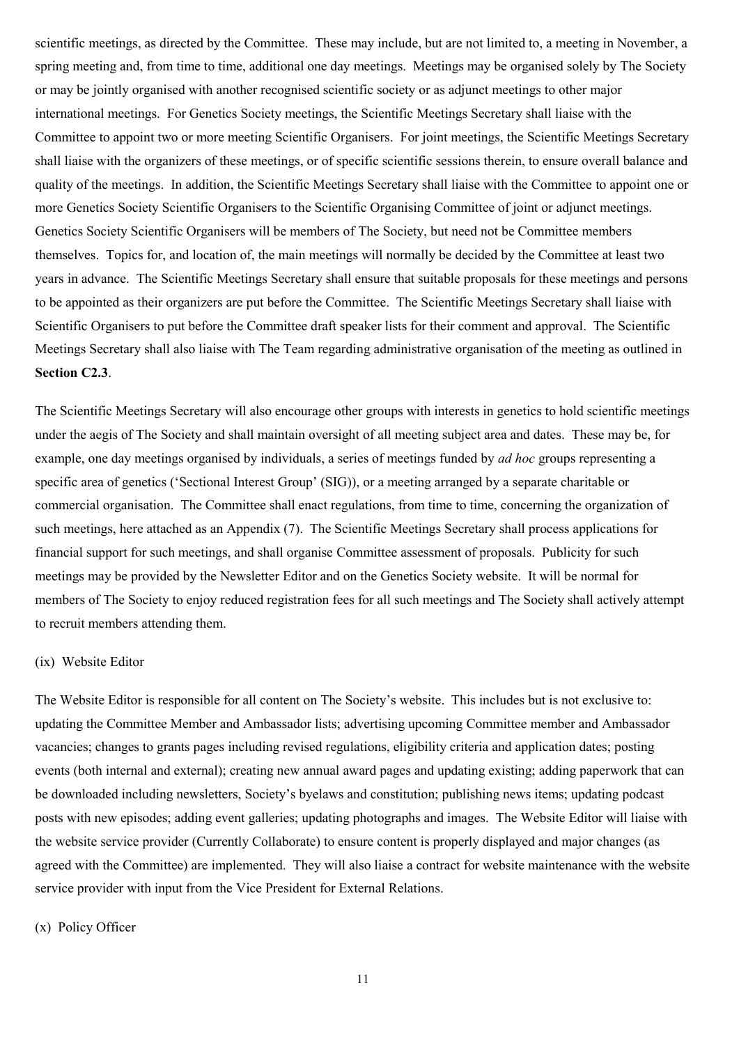scientific meetings, as directed by the Committee. These may include, but are not limited to, a meeting in November, a spring meeting and, from time to time, additional one day meetings. Meetings may be organised solely by The Society or may be jointly organised with another recognised scientific society or as adjunct meetings to other major international meetings. For Genetics Society meetings, the Scientific Meetings Secretary shall liaise with the Committee to appoint two or more meeting Scientific Organisers. For joint meetings, the Scientific Meetings Secretary shall liaise with the organizers of these meetings, or of specific scientific sessions therein, to ensure overall balance and quality of the meetings. In addition, the Scientific Meetings Secretary shall liaise with the Committee to appoint one or more Genetics Society Scientific Organisers to the Scientific Organising Committee of joint or adjunct meetings. Genetics Society Scientific Organisers will be members of The Society, but need not be Committee members themselves. Topics for, and location of, the main meetings will normally be decided by the Committee at least two years in advance. The Scientific Meetings Secretary shall ensure that suitable proposals for these meetings and persons to be appointed as their organizers are put before the Committee. The Scientific Meetings Secretary shall liaise with Scientific Organisers to put before the Committee draft speaker lists for their comment and approval. The Scientific Meetings Secretary shall also liaise with The Team regarding administrative organisation of the meeting as outlined in **Section C2.3**.

The Scientific Meetings Secretary will also encourage other groups with interests in genetics to hold scientific meetings under the aegis of The Society and shall maintain oversight of all meeting subject area and dates. These may be, for example, one day meetings organised by individuals, a series of meetings funded by *ad hoc* groups representing a specific area of genetics ('Sectional Interest Group' (SIG)), or a meeting arranged by a separate charitable or commercial organisation. The Committee shall enact regulations, from time to time, concerning the organization of such meetings, here attached as an Appendix (7). The Scientific Meetings Secretary shall process applications for financial support for such meetings, and shall organise Committee assessment of proposals. Publicity for such meetings may be provided by the Newsletter Editor and on the Genetics Society website. It will be normal for members of The Society to enjoy reduced registration fees for all such meetings and The Society shall actively attempt to recruit members attending them.

(ix) Website Editor

The Website Editor is responsible for all content on The Society's website. This includes but is not exclusive to: updating the Committee Member and Ambassador lists; advertising upcoming Committee member and Ambassador vacancies; changes to grants pages including revised regulations, eligibility criteria and application dates; posting events (both internal and external); creating new annual award pages and updating existing; adding paperwork that can be downloaded including newsletters, Society's byelaws and constitution; publishing news items; updating podcast posts with new episodes; adding event galleries; updating photographs and images. The Website Editor will liaise with the website service provider (Currently Collaborate) to ensure content is properly displayed and major changes (as agreed with the Committee) are implemented. They will also liaise a contract for website maintenance with the website service provider with input from the Vice President for External Relations.

(x) Policy Officer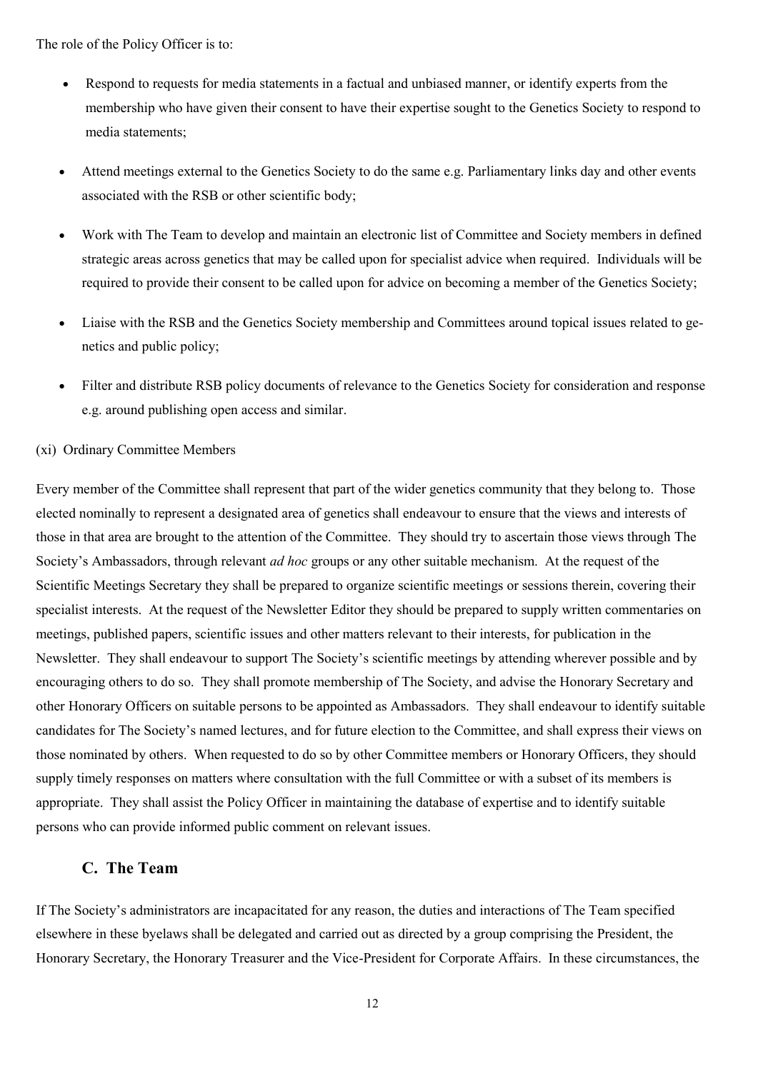The role of the Policy Officer is to:

- Respond to requests for media statements in a factual and unbiased manner, or identify experts from the membership who have given their consent to have their expertise sought to the Genetics Society to respond to media statements;
- Attend meetings external to the Genetics Society to do the same e.g. Parliamentary links day and other events associated with the RSB or other scientific body;
- Work with The Team to develop and maintain an electronic list of Committee and Society members in defined strategic areas across genetics that may be called upon for specialist advice when required. Individuals will be required to provide their consent to be called upon for advice on becoming a member of the Genetics Society;
- Liaise with the RSB and the Genetics Society membership and Committees around topical issues related to genetics and public policy;
- Filter and distribute RSB policy documents of relevance to the Genetics Society for consideration and response e.g. around publishing open access and similar.

(xi) Ordinary Committee Members

Every member of the Committee shall represent that part of the wider genetics community that they belong to. Those elected nominally to represent a designated area of genetics shall endeavour to ensure that the views and interests of those in that area are brought to the attention of the Committee. They should try to ascertain those views through The Society's Ambassadors, through relevant *ad hoc* groups or any other suitable mechanism. At the request of the Scientific Meetings Secretary they shall be prepared to organize scientific meetings or sessions therein, covering their specialist interests. At the request of the Newsletter Editor they should be prepared to supply written commentaries on meetings, published papers, scientific issues and other matters relevant to their interests, for publication in the Newsletter. They shall endeavour to support The Society's scientific meetings by attending wherever possible and by encouraging others to do so. They shall promote membership of The Society, and advise the Honorary Secretary and other Honorary Officers on suitable persons to be appointed as Ambassadors. They shall endeavour to identify suitable candidates for The Society's named lectures, and for future election to the Committee, and shall express their views on those nominated by others. When requested to do so by other Committee members or Honorary Officers, they should supply timely responses on matters where consultation with the full Committee or with a subset of its members is appropriate. They shall assist the Policy Officer in maintaining the database of expertise and to identify suitable persons who can provide informed public comment on relevant issues.

## C. The Team

If The Society's administrators are incapacitated for any reason, the duties and interactions of The Team specified elsewhere in these byelaws shall be delegated and carried out as directed by a group comprising the President, the Honorary Secretary, the Honorary Treasurer and the Vice-President for Corporate Affairs. In these circumstances, the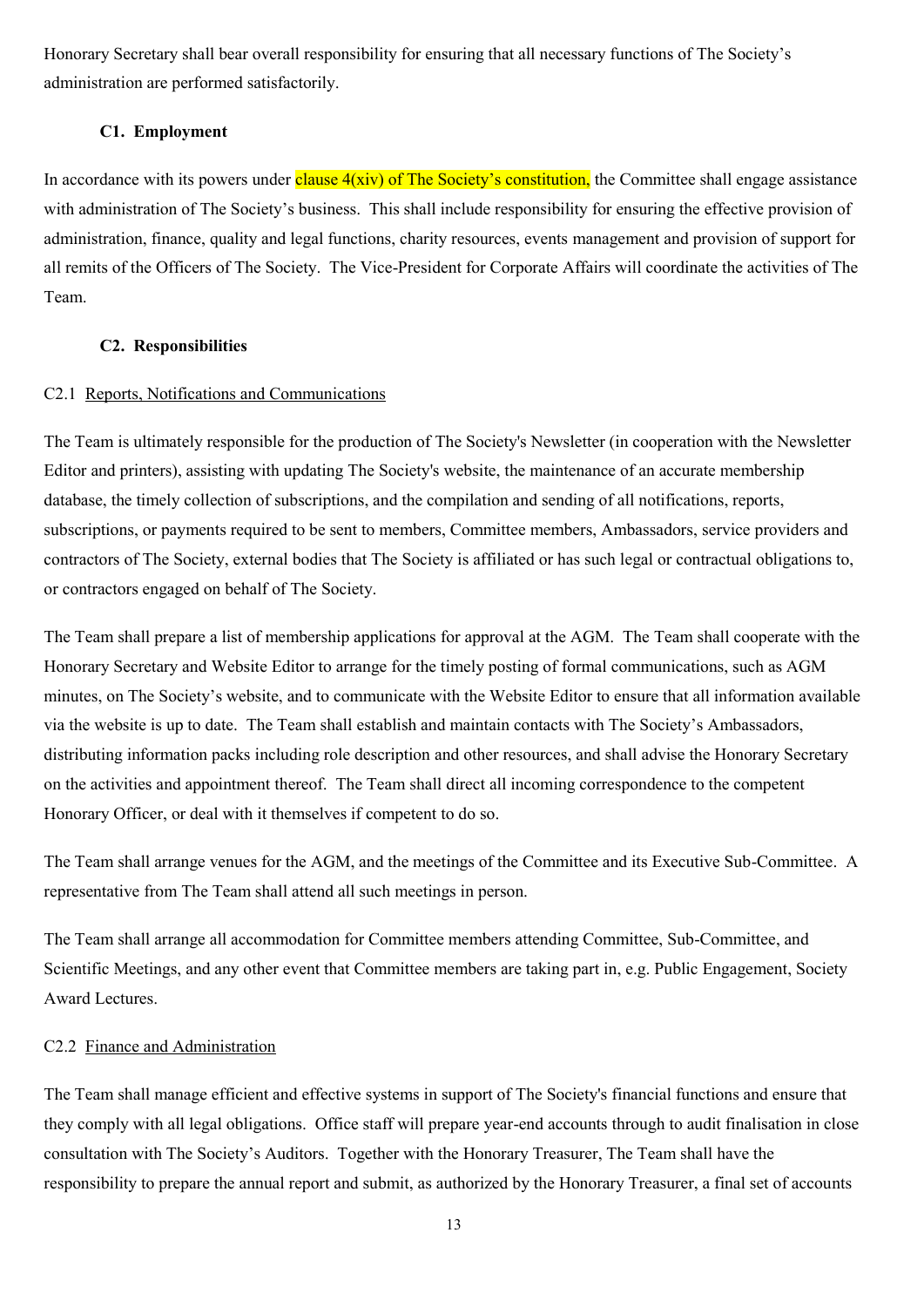Honorary Secretary shall bear overall responsibility for ensuring that all necessary functions of The Society's administration are performed satisfactorily.

### C1. Employment

In accordance with its powers under clause 4(xiv) of The Society's constitution, the Committee shall engage assistance with administration of The Society's business. This shall include responsibility for ensuring the effective provision of administration, finance, quality and legal functions, charity resources, events management and provision of support for all remits of the Officers of The Society. The Vice-President for Corporate Affairs will coordinate the activities of The Team.

### C2. Responsibilities

C2.1 Reports, Notifications and Communications

The Team is ultimately responsible for the production of The Society's Newsletter (in cooperation with the Newsletter Editor and printers), assisting with updating The Society's website, the maintenance of an accurate membership database, the timely collection of subscriptions, and the compilation and sending of all notifications, reports, subscriptions, or payments required to be sent to members, Committee members, Ambassadors, service providers and contractors of The Society, external bodies that The Society is affiliated or has such legal or contractual obligations to, or contractors engaged on behalf of The Society.

The Team shall prepare a list of membership applications for approval at the AGM. The Team shall cooperate with the Honorary Secretary and Website Editor to arrange for the timely posting of formal communications, such as AGM minutes, on The Society's website, and to communicate with the Website Editor to ensure that all information available via the website is up to date. The Team shall establish and maintain contacts with The Society's Ambassadors, distributing information packs including role description and other resources, and shall advise the Honorary Secretary on the activities and appointment thereof. The Team shall direct all incoming correspondence to the competent Honorary Officer, or deal with it themselves if competent to do so.

The Team shall arrange venues for the AGM, and the meetings of the Committee and its Executive Sub-Committee. A representative from The Team shall attend all such meetings in person.

The Team shall arrange all accommodation for Committee members attending Committee, Sub-Committee, and Scientific Meetings, and any other event that Committee members are taking part in, e.g. Public Engagement, Society Award Lectures.

C2.2 Finance and Administration

The Team shall manage efficient and effective systems in support of The Society's financial functions and ensure that they comply with all legal obligations. Office staff will prepare year-end accounts through to audit finalisation in close consultation with The Society's Auditors. Together with the Honorary Treasurer, The Team shall have the responsibility to prepare the annual report and submit, as authorized by the Honorary Treasurer, a final set of accounts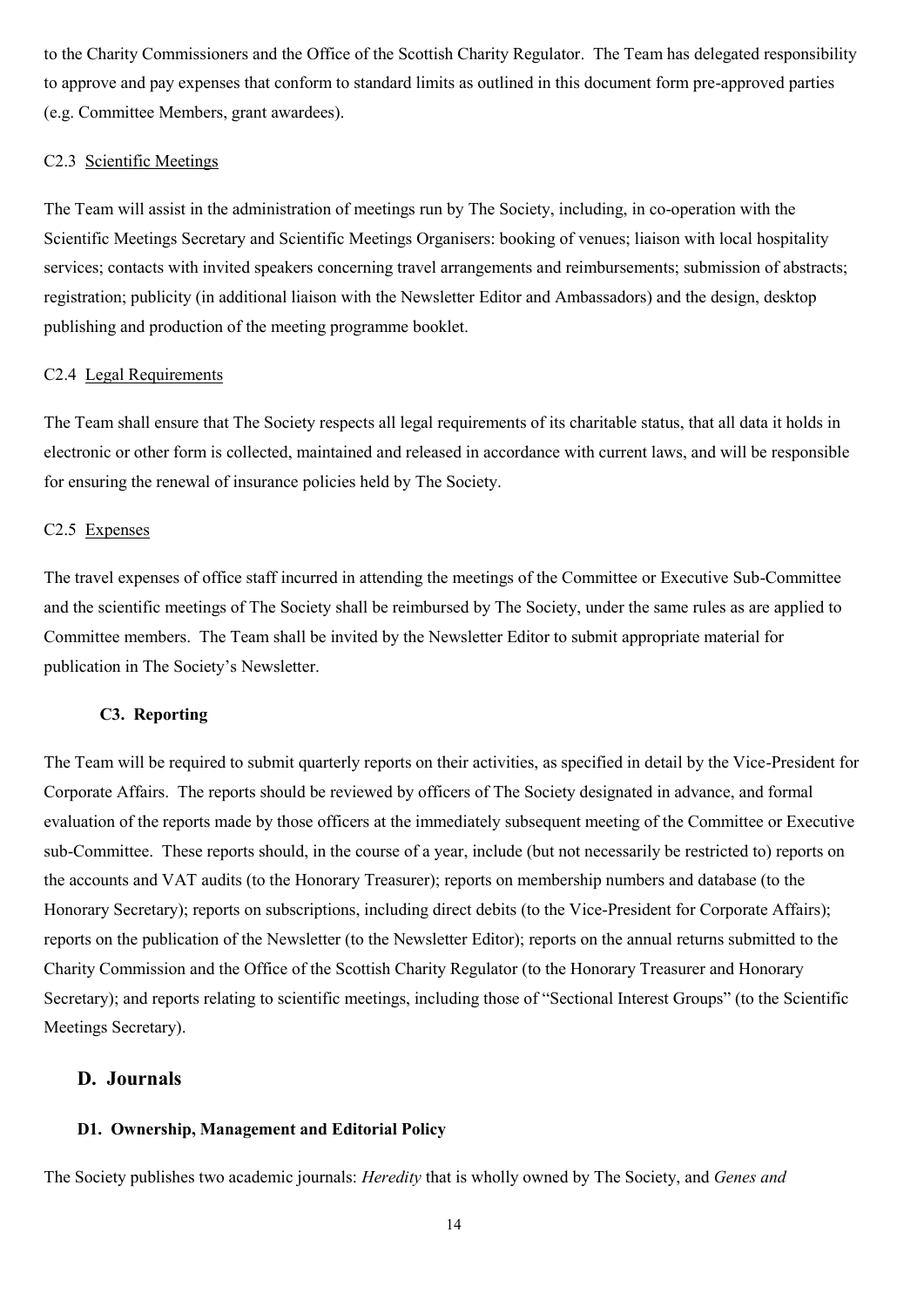to the Charity Commissioners and the Office of the Scottish Charity Regulator. The Team has delegated responsibility to approve and pay expenses that conform to standard limits as outlined in this document form pre-approved parties (e.g. Committee Members, grant awardees).

C2.3 Scientific Meetings

The Team will assist in the administration of meetings run by The Society, including, in co-operation with the Scientific Meetings Secretary and Scientific Meetings Organisers: booking of venues; liaison with local hospitality services; contacts with invited speakers concerning travel arrangements and reimbursements; submission of abstracts; registration; publicity (in additional liaison with the Newsletter Editor and Ambassadors) and the design, desktop publishing and production of the meeting programme booklet.

C2.4 Legal Requirements

The Team shall ensure that The Society respects all legal requirements of its charitable status, that all data it holds in electronic or other form is collected, maintained and released in accordance with current laws, and will be responsible for ensuring the renewal of insurance policies held by The Society.

C2.5 Expenses

The travel expenses of office staff incurred in attending the meetings of the Committee or Executive Sub-Committee and the scientific meetings of The Society shall be reimbursed by The Society, under the same rules as are applied to Committee members. The Team shall be invited by the Newsletter Editor to submit appropriate material for publication in The Society's Newsletter.

### C3. Reporting

The Team will be required to submit quarterly reports on their activities, as specified in detail by the Vice-President for Corporate Affairs. The reports should be reviewed by officers of The Society designated in advance, and formal evaluation of the reports made by those officers at the immediately subsequent meeting of the Committee or Executive sub-Committee. These reports should, in the course of a year, include (but not necessarily be restricted to) reports on the accounts and VAT audits (to the Honorary Treasurer); reports on membership numbers and database (to the Honorary Secretary); reports on subscriptions, including direct debits (to the Vice-President for Corporate Affairs); reports on the publication of the Newsletter (to the Newsletter Editor); reports on the annual returns submitted to the Charity Commission and the Office of the Scottish Charity Regulator (to the Honorary Treasurer and Honorary Secretary); and reports relating to scientific meetings, including those of "Sectional Interest Groups" (to the Scientific Meetings Secretary).

## D. Journals

### D1. Ownership, Management and Editorial Policy

The Society publishes two academic journals: *Heredity* that is wholly owned by The Society, and *Genes and*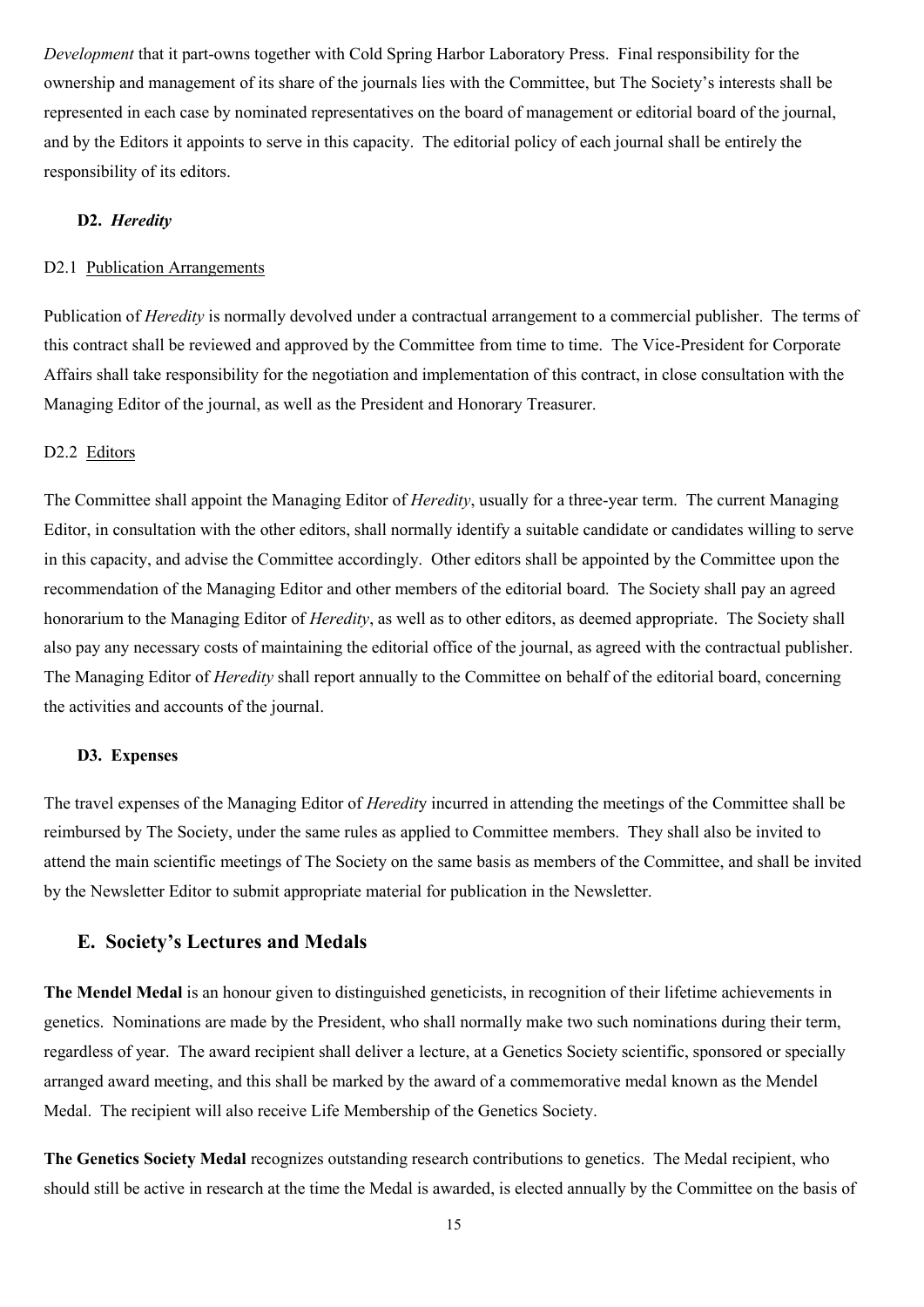*Development* that it part-owns together with Cold Spring Harbor Laboratory Press. Final responsibility for the ownership and management of its share of the journals lies with the Committee, but The Society's interests shall be represented in each case by nominated representatives on the board of management or editorial board of the journal, and by the Editors it appoints to serve in this capacity. The editorial policy of each journal shall be entirely the responsibility of its editors.

### D2. *Heredity*

D2.1 Publication Arrangements

Publication of *Heredity* is normally devolved under a contractual arrangement to a commercial publisher. The terms of this contract shall be reviewed and approved by the Committee from time to time. The Vice-President for Corporate Affairs shall take responsibility for the negotiation and implementation of this contract, in close consultation with the Managing Editor of the journal, as well as the President and Honorary Treasurer.

D2.2 Editors

The Committee shall appoint the Managing Editor of *Heredity*, usually for a three-year term. The current Managing Editor, in consultation with the other editors, shall normally identify a suitable candidate or candidates willing to serve in this capacity, and advise the Committee accordingly. Other editors shall be appointed by the Committee upon the recommendation of the Managing Editor and other members of the editorial board. The Society shall pay an agreed honorarium to the Managing Editor of *Heredity*, as well as to other editors, as deemed appropriate. The Society shall also pay any necessary costs of maintaining the editorial office of the journal, as agreed with the contractual publisher. The Managing Editor of *Heredity* shall report annually to the Committee on behalf of the editorial board, concerning the activities and accounts of the journal.

### D3. Expenses

The travel expenses of the Managing Editor of *Heredit*y incurred in attending the meetings of the Committee shall be reimbursed by The Society, under the same rules as applied to Committee members. They shall also be invited to attend the main scientific meetings of The Society on the same basis as members of the Committee, and shall be invited by the Newsletter Editor to submit appropriate material for publication in the Newsletter.

## E. Society's Lectures and Medals

**The Mendel Medal** is an honour given to distinguished geneticists, in recognition of their lifetime achievements in genetics. Nominations are made by the President, who shall normally make two such nominations during their term, regardless of year. The award recipient shall deliver a lecture, at a Genetics Society scientific, sponsored or specially arranged award meeting, and this shall be marked by the award of a commemorative medal known as the Mendel Medal. The recipient will also receive Life Membership of the Genetics Society.

**The Genetics Society Medal** recognizes outstanding research contributions to genetics. The Medal recipient, who should still be active in research at the time the Medal is awarded, is elected annually by the Committee on the basis of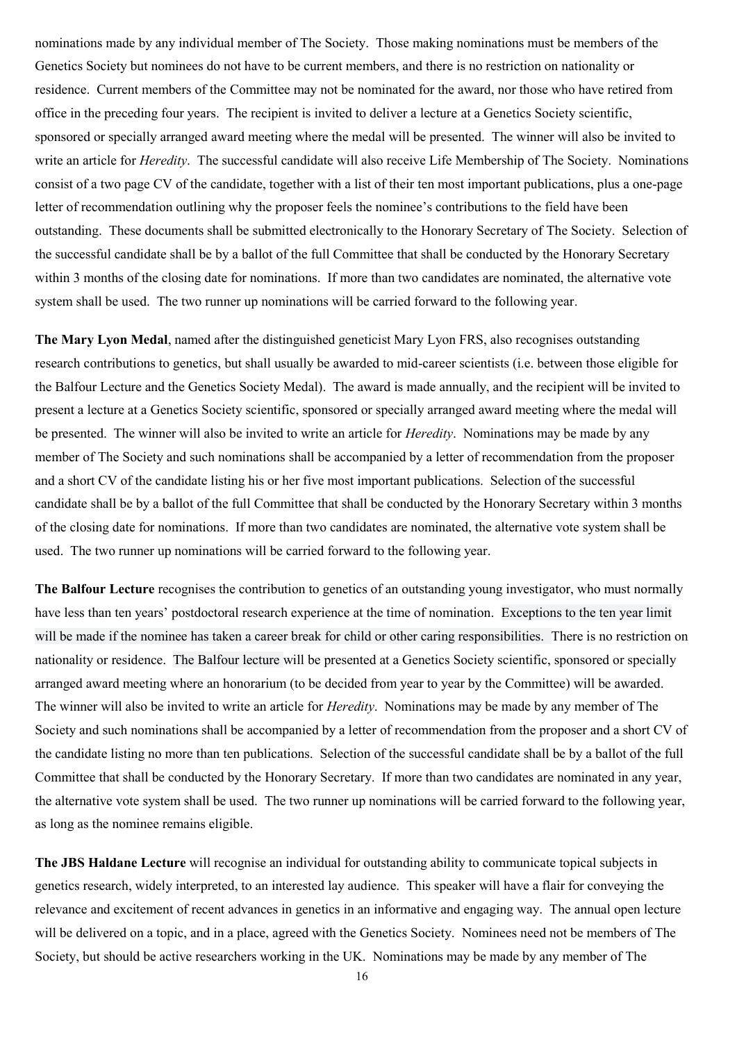nominations made by any individual member of The Society. Those making nominations must be members of the Genetics Society but nominees do not have to be current members, and there is no restriction on nationality or residence. Current members of the Committee may not be nominated for the award, nor those who have retired from office in the preceding four years. The recipient is invited to deliver a lecture at a Genetics Society scientific, sponsored or specially arranged award meeting where the medal will be presented. The winner will also be invited to write an article for *Heredity*. The successful candidate will also receive Life Membership of The Society. Nominations consist of a two page CV of the candidate, together with a list of their ten most important publications, plus a one-page letter of recommendation outlining why the proposer feels the nominee's contributions to the field have been outstanding. These documents shall be submitted electronically to the Honorary Secretary of The Society. Selection of the successful candidate shall be by a ballot of the full Committee that shall be conducted by the Honorary Secretary within 3 months of the closing date for nominations. If more than two candidates are nominated, the alternative vote system shall be used. The two runner up nominations will be carried forward to the following year.

**The Mary Lyon Medal**, named after the distinguished geneticist Mary Lyon FRS, also recognises outstanding research contributions to genetics, but shall usually be awarded to mid-career scientists (i.e. between those eligible for the Balfour Lecture and the Genetics Society Medal). The award is made annually, and the recipient will be invited to present a lecture at a Genetics Society scientific, sponsored or specially arranged award meeting where the medal will be presented. The winner will also be invited to write an article for *Heredity*. Nominations may be made by any member of The Society and such nominations shall be accompanied by a letter of recommendation from the proposer and a short CV of the candidate listing his or her five most important publications. Selection of the successful candidate shall be by a ballot of the full Committee that shall be conducted by the Honorary Secretary within 3 months of the closing date for nominations. If more than two candidates are nominated, the alternative vote system shall be used. The two runner up nominations will be carried forward to the following year.

**The Balfour Lecture** recognises the contribution to genetics of an outstanding young investigator, who must normally have less than ten years' postdoctoral research experience at the time of nomination. Exceptions to the ten year limit will be made if the nominee has taken a career break for child or other caring responsibilities. There is no restriction on nationality or residence. The Balfour lecture will be presented at a Genetics Society scientific, sponsored or specially arranged award meeting where an honorarium (to be decided from year to year by the Committee) will be awarded. The winner will also be invited to write an article for *Heredity*. Nominations may be made by any member of The Society and such nominations shall be accompanied by a letter of recommendation from the proposer and a short CV of the candidate listing no more than ten publications. Selection of the successful candidate shall be by a ballot of the full Committee that shall be conducted by the Honorary Secretary. If more than two candidates are nominated in any year, the alternative vote system shall be used. The two runner up nominations will be carried forward to the following year, as long as the nominee remains eligible.

**The JBS Haldane Lecture** will recognise an individual for outstanding ability to communicate topical subjects in genetics research, widely interpreted, to an interested lay audience. This speaker will have a flair for conveying the relevance and excitement of recent advances in genetics in an informative and engaging way. The annual open lecture will be delivered on a topic, and in a place, agreed with the Genetics Society. Nominees need not be members of The Society, but should be active researchers working in the UK. Nominations may be made by any member of The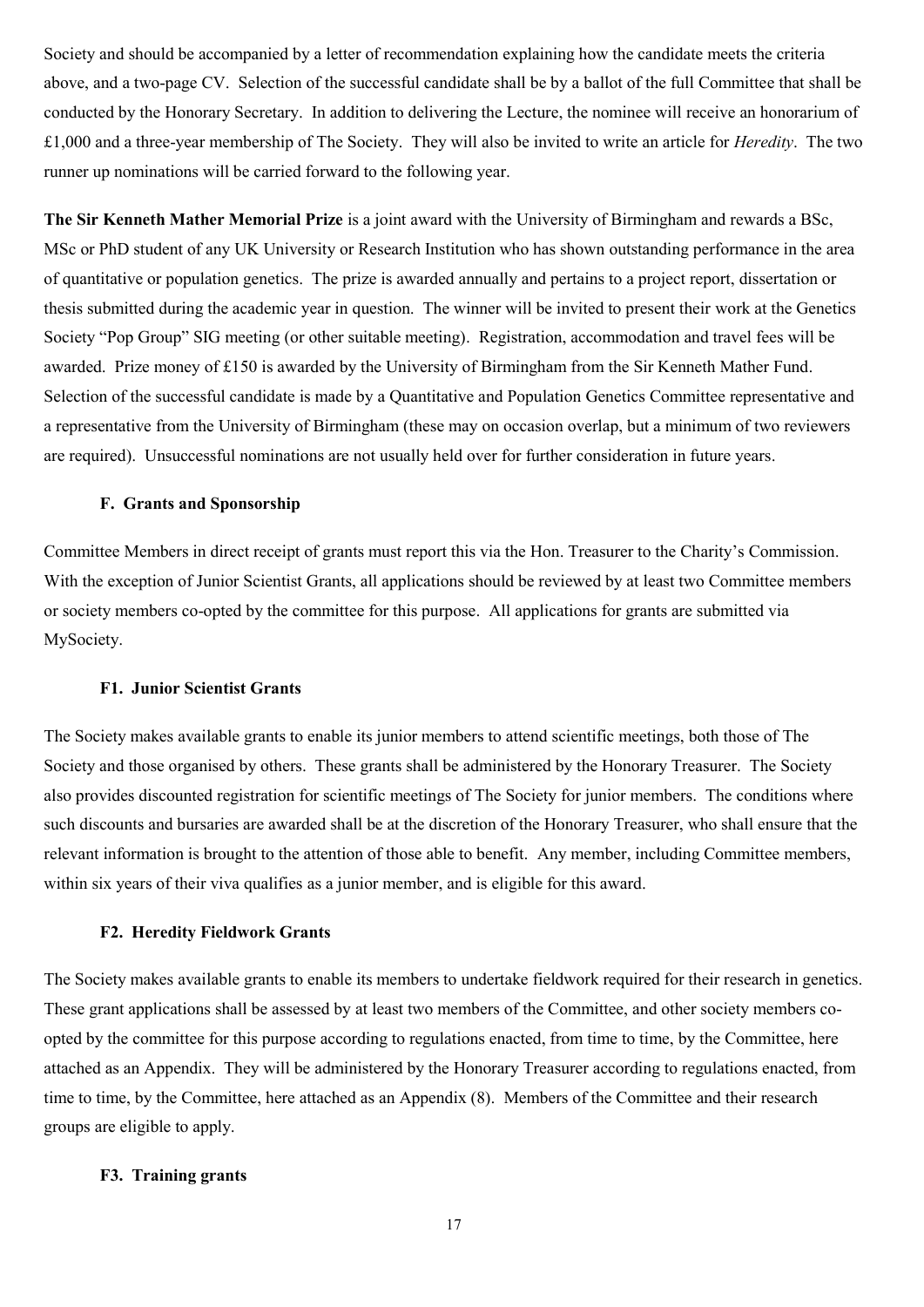Society and should be accompanied by a letter of recommendation explaining how the candidate meets the criteria above, and a two-page CV. Selection of the successful candidate shall be by a ballot of the full Committee that shall be conducted by the Honorary Secretary. In addition to delivering the Lecture, the nominee will receive an honorarium of £1,000 and a three-year membership of The Society. They will also be invited to write an article for *Heredity*. The two runner up nominations will be carried forward to the following year.

**The Sir Kenneth Mather Memorial Prize** is a joint award with the University of Birmingham and rewards a BSc, MSc or PhD student of any UK University or Research Institution who has shown outstanding performance in the area of quantitative or population genetics. The prize is awarded annually and pertains to a project report, dissertation or thesis submitted during the academic year in question. The winner will be invited to present their work at the Genetics Society "Pop Group" SIG meeting (or other suitable meeting). Registration, accommodation and travel fees will be awarded. Prize money of £150 is awarded by the University of Birmingham from the Sir Kenneth Mather Fund. Selection of the successful candidate is made by a Quantitative and Population Genetics Committee representative and a representative from the University of Birmingham (these may on occasion overlap, but a minimum of two reviewers are required). Unsuccessful nominations are not usually held over for further consideration in future years.

### F. Grants and Sponsorship

Committee Members in direct receipt of grants must report this via the Hon. Treasurer to the Charity's Commission. With the exception of Junior Scientist Grants, all applications should be reviewed by at least two Committee members or society members co-opted by the committee for this purpose. All applications for grants are submitted via MySociety.

#### F1. Junior Scientist Grants

The Society makes available grants to enable its junior members to attend scientific meetings, both those of The Society and those organised by others. These grants shall be administered by the Honorary Treasurer. The Society also provides discounted registration for scientific meetings of The Society for junior members. The conditions where such discounts and bursaries are awarded shall be at the discretion of the Honorary Treasurer, who shall ensure that the relevant information is brought to the attention of those able to benefit. Any member, including Committee members, within six years of their viva qualifies as a junior member, and is eligible for this award.

#### F2. Heredity Fieldwork Grants

The Society makes available grants to enable its members to undertake fieldwork required for their research in genetics. These grant applications shall be assessed by at least two members of the Committee, and other society members co-opted by the committee for this purpose according to regulations enacted, from time to time, by the Committee, here attached as an Appendix. They will be administered by the Honorary Treasurer according to regulations enacted, from time to time, by the Committee, here attached as an Appendix (8). Members of the Committee and their research groups are eligible to apply.

#### F3. Training grants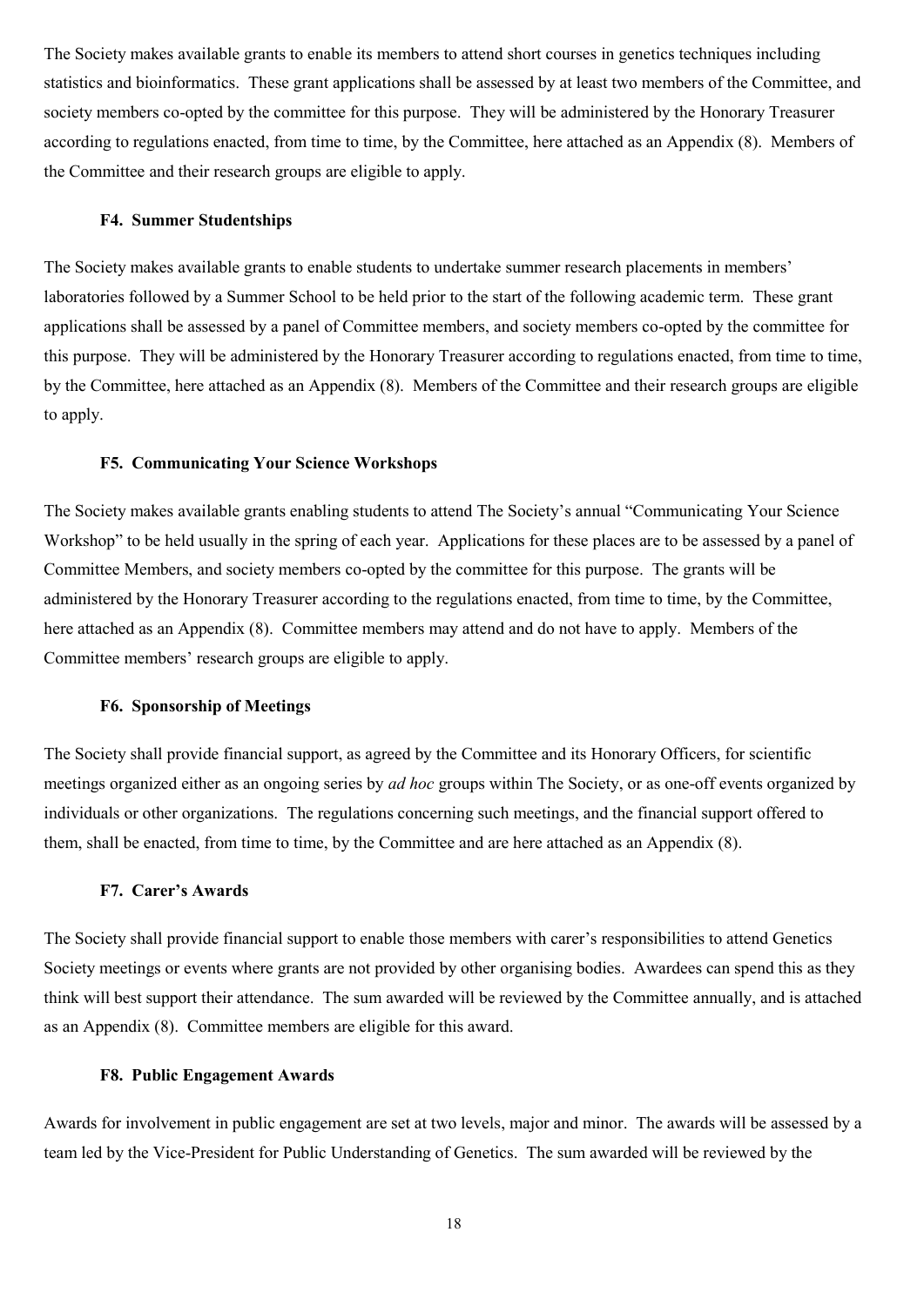The Society makes available grants to enable its members to attend short courses in genetics techniques including statistics and bioinformatics. These grant applications shall be assessed by at least two members of the Committee, and society members co-opted by the committee for this purpose. They will be administered by the Honorary Treasurer according to regulations enacted, from time to time, by the Committee, here attached as an Appendix (8). Members of the Committee and their research groups are eligible to apply.

#### F4. Summer Studentships

The Society makes available grants to enable students to undertake summer research placements in members' laboratories followed by a Summer School to be held prior to the start of the following academic term. These grant applications shall be assessed by a panel of Committee members, and society members co-opted by the committee for this purpose. They will be administered by the Honorary Treasurer according to regulations enacted, from time to time, by the Committee, here attached as an Appendix (8). Members of the Committee and their research groups are eligible to apply.

#### F5. Communicating Your Science Workshops

The Society makes available grants enabling students to attend The Society's annual "Communicating Your Science Workshop" to be held usually in the spring of each year. Applications for these places are to be assessed by a panel of Committee Members, and society members co-opted by the committee for this purpose. The grants will be administered by the Honorary Treasurer according to the regulations enacted, from time to time, by the Committee, here attached as an Appendix (8). Committee members may attend and do not have to apply. Members of the Committee members' research groups are eligible to apply.

#### F6. Sponsorship of Meetings

The Society shall provide financial support, as agreed by the Committee and its Honorary Officers, for scientific meetings organized either as an ongoing series by *ad hoc* groups within The Society, or as one-off events organized by individuals or other organizations. The regulations concerning such meetings, and the financial support offered to them, shall be enacted, from time to time, by the Committee and are here attached as an Appendix (8).

#### F7. Carer's Awards

The Society shall provide financial support to enable those members with carer's responsibilities to attend Genetics Society meetings or events where grants are not provided by other organising bodies. Awardees can spend this as they think will best support their attendance. The sum awarded will be reviewed by the Committee annually, and is attached as an Appendix (8). Committee members are eligible for this award.

#### F8. Public Engagement Awards

Awards for involvement in public engagement are set at two levels, major and minor. The awards will be assessed by a team led by the Vice-President for Public Understanding of Genetics. The sum awarded will be reviewed by the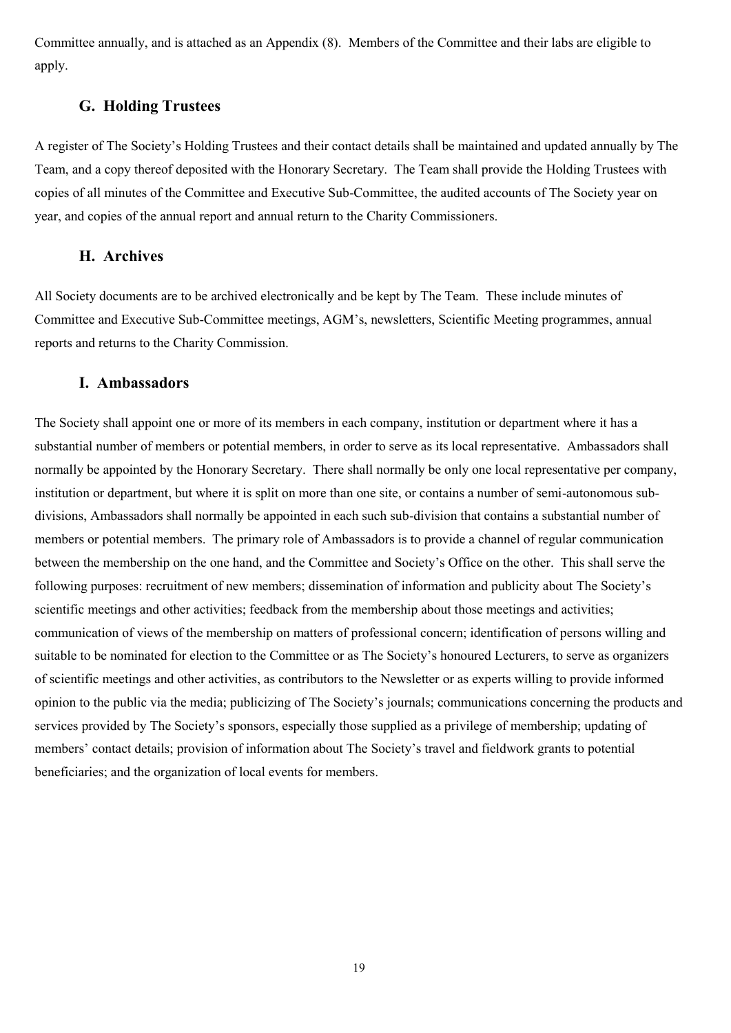Committee annually, and is attached as an Appendix (8). Members of the Committee and their labs are eligible to apply.

## G. Holding Trustees

A register of The Society's Holding Trustees and their contact details shall be maintained and updated annually by The Team, and a copy thereof deposited with the Honorary Secretary. The Team shall provide the Holding Trustees with copies of all minutes of the Committee and Executive Sub-Committee, the audited accounts of The Society year on year, and copies of the annual report and annual return to the Charity Commissioners.

## H. Archives

All Society documents are to be archived electronically and be kept by The Team. These include minutes of Committee and Executive Sub-Committee meetings, AGM's, newsletters, Scientific Meeting programmes, annual reports and returns to the Charity Commission.

## I. Ambassadors

The Society shall appoint one or more of its members in each company, institution or department where it has a substantial number of members or potential members, in order to serve as its local representative. Ambassadors shall normally be appointed by the Honorary Secretary. There shall normally be only one local representative per company, institution or department, but where it is split on more than one site, or contains a number of semi-autonomous sub-divisions, Ambassadors shall normally be appointed in each such sub-division that contains a substantial number of members or potential members. The primary role of Ambassadors is to provide a channel of regular communication between the membership on the one hand, and the Committee and Society's Office on the other. This shall serve the following purposes: recruitment of new members; dissemination of information and publicity about The Society's scientific meetings and other activities; feedback from the membership about those meetings and activities; communication of views of the membership on matters of professional concern; identification of persons willing and suitable to be nominated for election to the Committee or as The Society's honoured Lecturers, to serve as organizers of scientific meetings and other activities, as contributors to the Newsletter or as experts willing to provide informed opinion to the public via the media; publicizing of The Society's journals; communications concerning the products and services provided by The Society's sponsors, especially those supplied as a privilege of membership; updating of members' contact details; provision of information about The Society's travel and fieldwork grants to potential beneficiaries; and the organization of local events for members.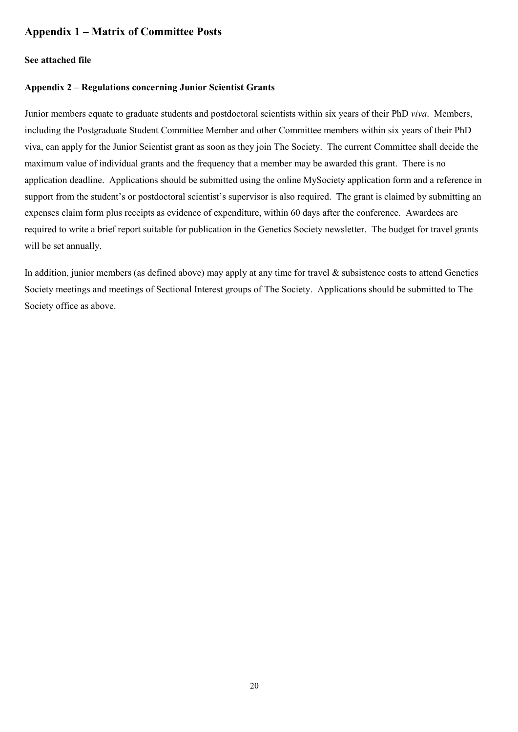## Appendix 1 – Matrix of Committee Posts

**See attached file**

### Appendix 2 – Regulations concerning Junior Scientist Grants

Junior members equate to graduate students and postdoctoral scientists within six years of their PhD *viva*. Members, including the Postgraduate Student Committee Member and other Committee members within six years of their PhD viva, can apply for the Junior Scientist grant as soon as they join The Society. The current Committee shall decide the maximum value of individual grants and the frequency that a member may be awarded this grant. There is no application deadline. Applications should be submitted using the online MySociety application form and a reference in support from the student's or postdoctoral scientist's supervisor is also required. The grant is claimed by submitting an expenses claim form plus receipts as evidence of expenditure, within 60 days after the conference. Awardees are required to write a brief report suitable for publication in the Genetics Society newsletter. The budget for travel grants will be set annually.

In addition, junior members (as defined above) may apply at any time for travel & subsistence costs to attend Genetics Society meetings and meetings of Sectional Interest groups of The Society. Applications should be submitted to The Society office as above.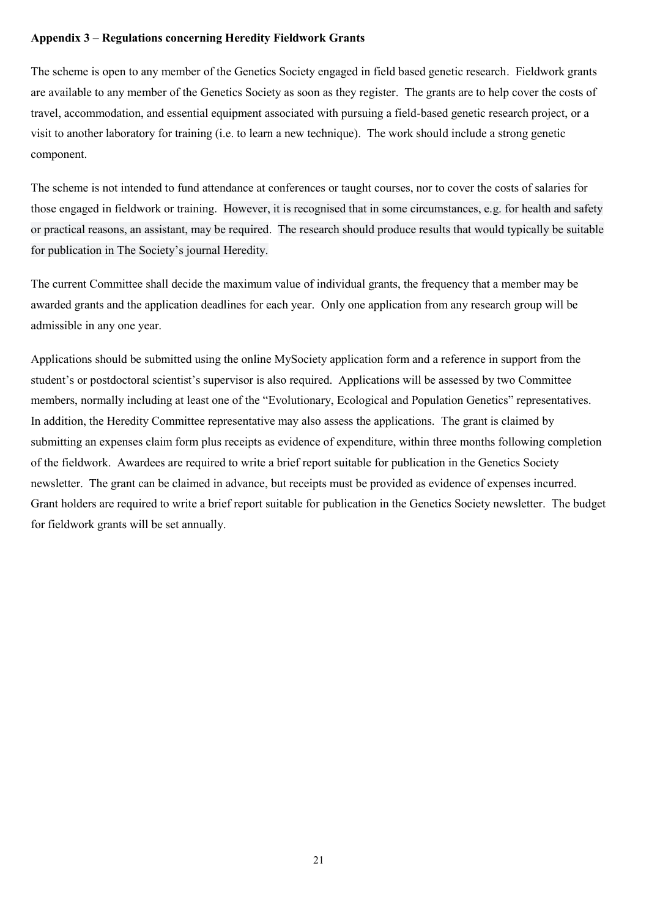**Appendix 3 – Regulations concerning Heredity Fieldwork Grants**

The scheme is open to any member of the Genetics Society engaged in field based genetic research. Fieldwork grants are available to any member of the Genetics Society as soon as they register. The grants are to help cover the costs of travel, accommodation, and essential equipment associated with pursuing a field-based genetic research project, or a visit to another laboratory for training (i.e. to learn a new technique). The work should include a strong genetic component.

The scheme is not intended to fund attendance at conferences or taught courses, nor to cover the costs of salaries for those engaged in fieldwork or training. However, it is recognised that in some circumstances, e.g. for health and safety or practical reasons, an assistant, may be required. The research should produce results that would typically be suitable for publication in The Society's journal Heredity.

The current Committee shall decide the maximum value of individual grants, the frequency that a member may be awarded grants and the application deadlines for each year. Only one application from any research group will be admissible in any one year.

Applications should be submitted using the online MySociety application form and a reference in support from the student's or postdoctoral scientist's supervisor is also required. Applications will be assessed by two Committee members, normally including at least one of the "Evolutionary, Ecological and Population Genetics" representatives. In addition, the Heredity Committee representative may also assess the applications. The grant is claimed by submitting an expenses claim form plus receipts as evidence of expenditure, within three months following completion of the fieldwork. Awardees are required to write a brief report suitable for publication in the Genetics Society newsletter. The grant can be claimed in advance, but receipts must be provided as evidence of expenses incurred. Grant holders are required to write a brief report suitable for publication in the Genetics Society newsletter. The budget for fieldwork grants will be set annually.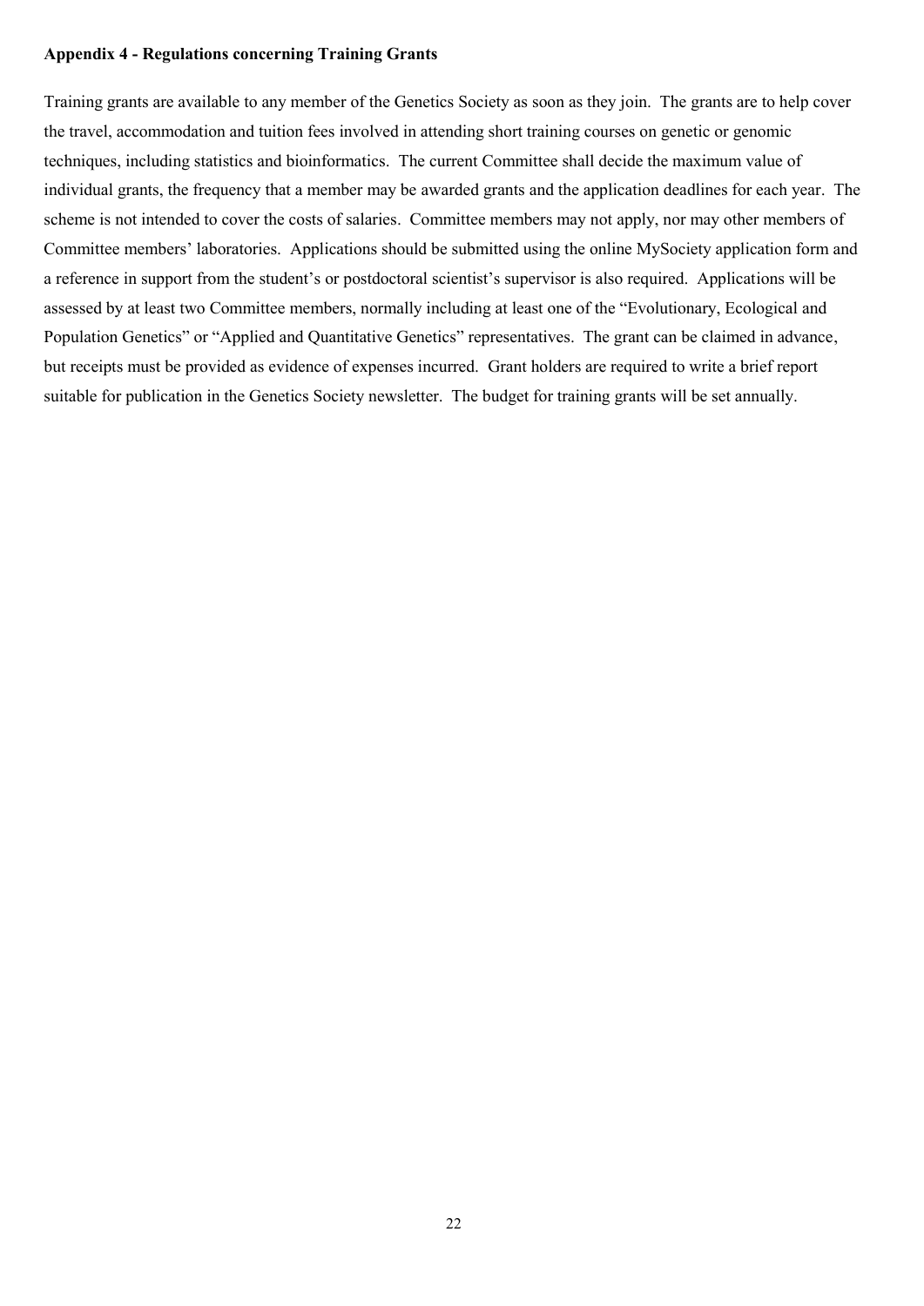**Appendix 4 - Regulations concerning Training Grants**

Training grants are available to any member of the Genetics Society as soon as they join. The grants are to help cover the travel, accommodation and tuition fees involved in attending short training courses on genetic or genomic techniques, including statistics and bioinformatics. The current Committee shall decide the maximum value of individual grants, the frequency that a member may be awarded grants and the application deadlines for each year. The scheme is not intended to cover the costs of salaries. Committee members may not apply, nor may other members of Committee members' laboratories. Applications should be submitted using the online MySociety application form and a reference in support from the student's or postdoctoral scientist's supervisor is also required. Applications will be assessed by at least two Committee members, normally including at least one of the "Evolutionary, Ecological and Population Genetics" or "Applied and Quantitative Genetics" representatives. The grant can be claimed in advance, but receipts must be provided as evidence of expenses incurred. Grant holders are required to write a brief report suitable for publication in the Genetics Society newsletter. The budget for training grants will be set annually.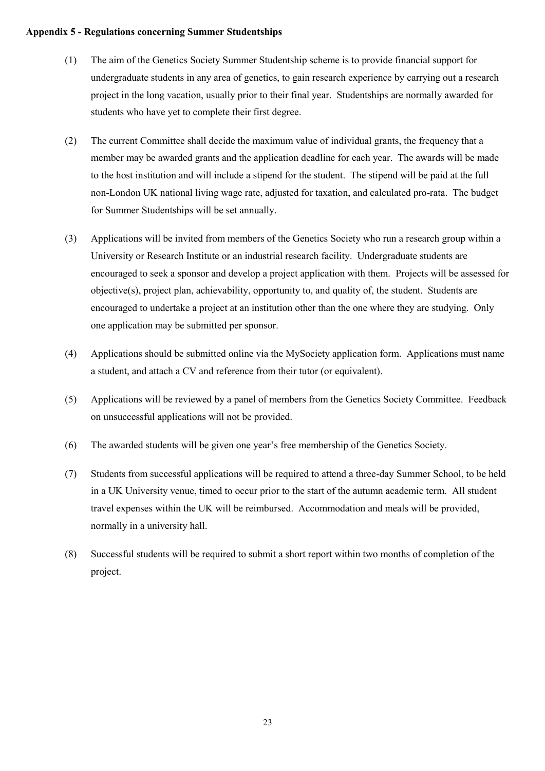**Appendix 5 - Regulations concerning Summer Studentships**

(1) The aim of the Genetics Society Summer Studentship scheme is to provide financial support for undergraduate students in any area of genetics, to gain research experience by carrying out a research project in the long vacation, usually prior to their final year. Studentships are normally awarded for students who have yet to complete their first degree.

(2) The current Committee shall decide the maximum value of individual grants, the frequency that a member may be awarded grants and the application deadline for each year. The awards will be made to the host institution and will include a stipend for the student. The stipend will be paid at the full non-London UK national living wage rate, adjusted for taxation, and calculated pro-rata. The budget for Summer Studentships will be set annually.

(3) Applications will be invited from members of the Genetics Society who run a research group within a University or Research Institute or an industrial research facility. Undergraduate students are encouraged to seek a sponsor and develop a project application with them. Projects will be assessed for objective(s), project plan, achievability, opportunity to, and quality of, the student. Students are encouraged to undertake a project at an institution other than the one where they are studying. Only one application may be submitted per sponsor.

(4) Applications should be submitted online via the MySociety application form. Applications must name a student, and attach a CV and reference from their tutor (or equivalent).

(5) Applications will be reviewed by a panel of members from the Genetics Society Committee. Feedback on unsuccessful applications will not be provided.

(6) The awarded students will be given one year's free membership of the Genetics Society.

(7) Students from successful applications will be required to attend a three-day Summer School, to be held in a UK University venue, timed to occur prior to the start of the autumn academic term. All student travel expenses within the UK will be reimbursed. Accommodation and meals will be provided, normally in a university hall.

(8) Successful students will be required to submit a short report within two months of completion of the project.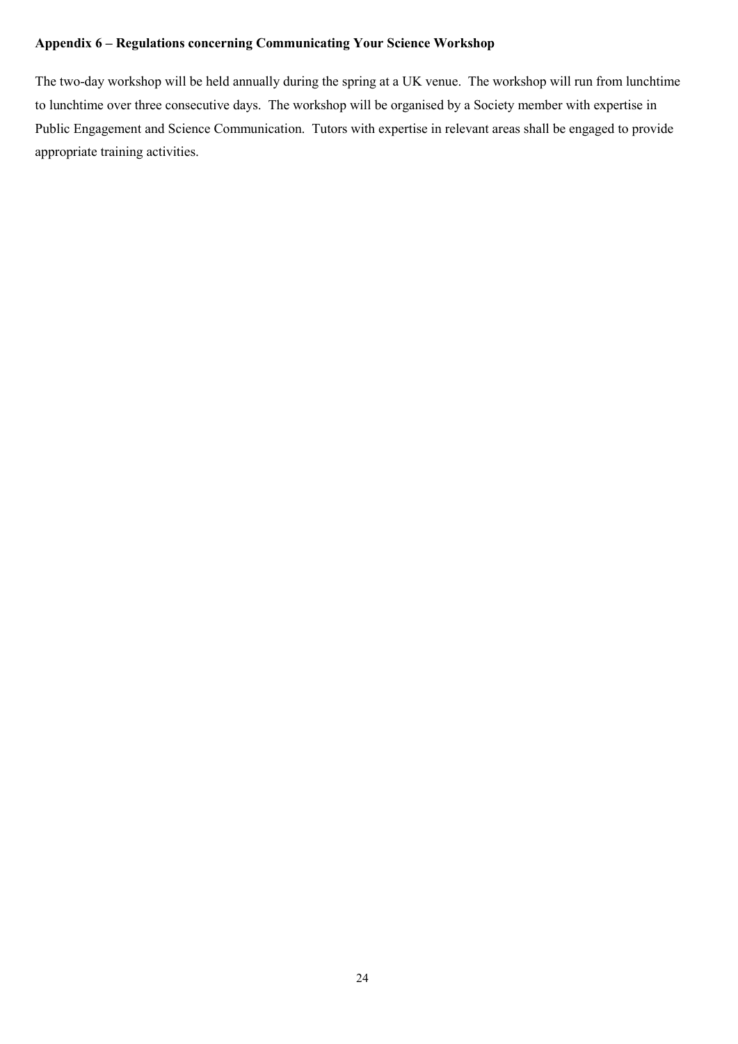**Appendix 6 – Regulations concerning Communicating Your Science Workshop**

The two-day workshop will be held annually during the spring at a UK venue. The workshop will run from lunchtime to lunchtime over three consecutive days. The workshop will be organised by a Society member with expertise in Public Engagement and Science Communication. Tutors with expertise in relevant areas shall be engaged to provide appropriate training activities.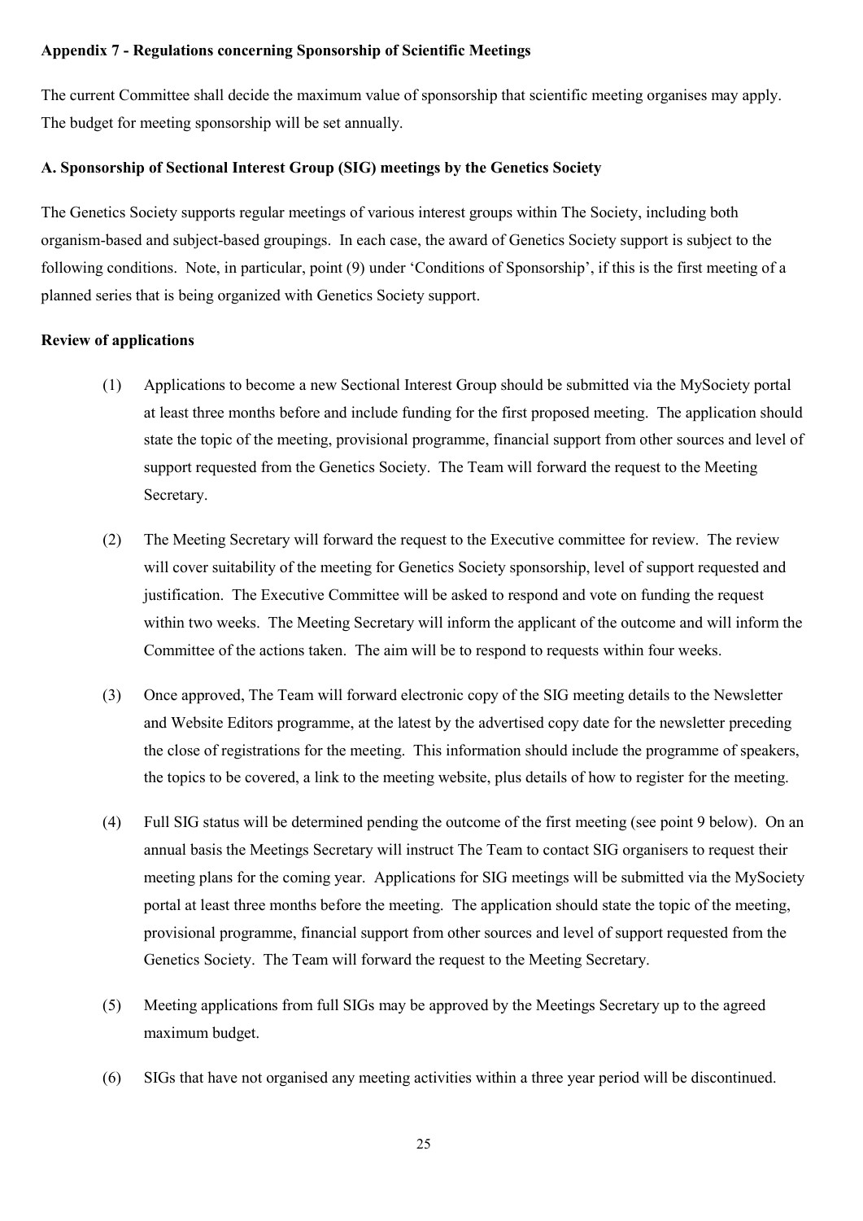**Appendix 7 - Regulations concerning Sponsorship of Scientific Meetings**

The current Committee shall decide the maximum value of sponsorship that scientific meeting organises may apply. The budget for meeting sponsorship will be set annually.

**A. Sponsorship of Sectional Interest Group (SIG) meetings by the Genetics Society**

The Genetics Society supports regular meetings of various interest groups within The Society, including both organism-based and subject-based groupings. In each case, the award of Genetics Society support is subject to the following conditions. Note, in particular, point (9) under 'Conditions of Sponsorship', if this is the first meeting of a planned series that is being organized with Genetics Society support.

**Review of applications**

(1) Applications to become a new Sectional Interest Group should be submitted via the MySociety portal at least three months before and include funding for the first proposed meeting. The application should state the topic of the meeting, provisional programme, financial support from other sources and level of support requested from the Genetics Society. The Team will forward the request to the Meeting Secretary.

(2) The Meeting Secretary will forward the request to the Executive committee for review. The review will cover suitability of the meeting for Genetics Society sponsorship, level of support requested and justification. The Executive Committee will be asked to respond and vote on funding the request within two weeks. The Meeting Secretary will inform the applicant of the outcome and will inform the Committee of the actions taken. The aim will be to respond to requests within four weeks.

(3) Once approved, The Team will forward electronic copy of the SIG meeting details to the Newsletter and Website Editors programme, at the latest by the advertised copy date for the newsletter preceding the close of registrations for the meeting. This information should include the programme of speakers, the topics to be covered, a link to the meeting website, plus details of how to register for the meeting.

(4) Full SIG status will be determined pending the outcome of the first meeting (see point 9 below). On an annual basis the Meetings Secretary will instruct The Team to contact SIG organisers to request their meeting plans for the coming year. Applications for SIG meetings will be submitted via the MySociety portal at least three months before the meeting. The application should state the topic of the meeting, provisional programme, financial support from other sources and level of support requested from the Genetics Society. The Team will forward the request to the Meeting Secretary.

(5) Meeting applications from full SIGs may be approved by the Meetings Secretary up to the agreed maximum budget.

(6) SIGs that have not organised any meeting activities within a three year period will be discontinued.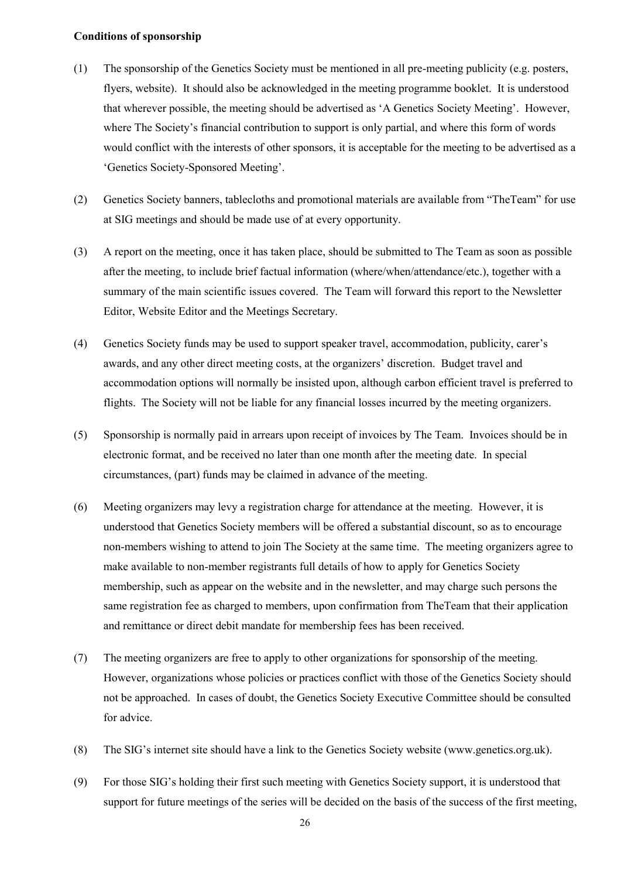**Conditions of sponsorship**

(1) The sponsorship of the Genetics Society must be mentioned in all pre-meeting publicity (e.g. posters, flyers, website). It should also be acknowledged in the meeting programme booklet. It is understood that wherever possible, the meeting should be advertised as 'A Genetics Society Meeting'. However, where The Society's financial contribution to support is only partial, and where this form of words would conflict with the interests of other sponsors, it is acceptable for the meeting to be advertised as a 'Genetics Society-Sponsored Meeting'.

(2) Genetics Society banners, tablecloths and promotional materials are available from "TheTeam" for use at SIG meetings and should be made use of at every opportunity.

(3) A report on the meeting, once it has taken place, should be submitted to The Team as soon as possible after the meeting, to include brief factual information (where/when/attendance/etc.), together with a summary of the main scientific issues covered. The Team will forward this report to the Newsletter Editor, Website Editor and the Meetings Secretary.

(4) Genetics Society funds may be used to support speaker travel, accommodation, publicity, carer's awards, and any other direct meeting costs, at the organizers' discretion. Budget travel and accommodation options will normally be insisted upon, although carbon efficient travel is preferred to flights. The Society will not be liable for any financial losses incurred by the meeting organizers.

(5) Sponsorship is normally paid in arrears upon receipt of invoices by The Team. Invoices should be in electronic format, and be received no later than one month after the meeting date. In special circumstances, (part) funds may be claimed in advance of the meeting.

(6) Meeting organizers may levy a registration charge for attendance at the meeting. However, it is understood that Genetics Society members will be offered a substantial discount, so as to encourage non-members wishing to attend to join The Society at the same time. The meeting organizers agree to make available to non-member registrants full details of how to apply for Genetics Society membership, such as appear on the website and in the newsletter, and may charge such persons the same registration fee as charged to members, upon confirmation from TheTeam that their application and remittance or direct debit mandate for membership fees has been received.

(7) The meeting organizers are free to apply to other organizations for sponsorship of the meeting. However, organizations whose policies or practices conflict with those of the Genetics Society should not be approached. In cases of doubt, the Genetics Society Executive Committee should be consulted for advice.

(8) The SIG's internet site should have a link to the Genetics Society website (www.genetics.org.uk).

(9) For those SIG's holding their first such meeting with Genetics Society support, it is understood that support for future meetings of the series will be decided on the basis of the success of the first meeting,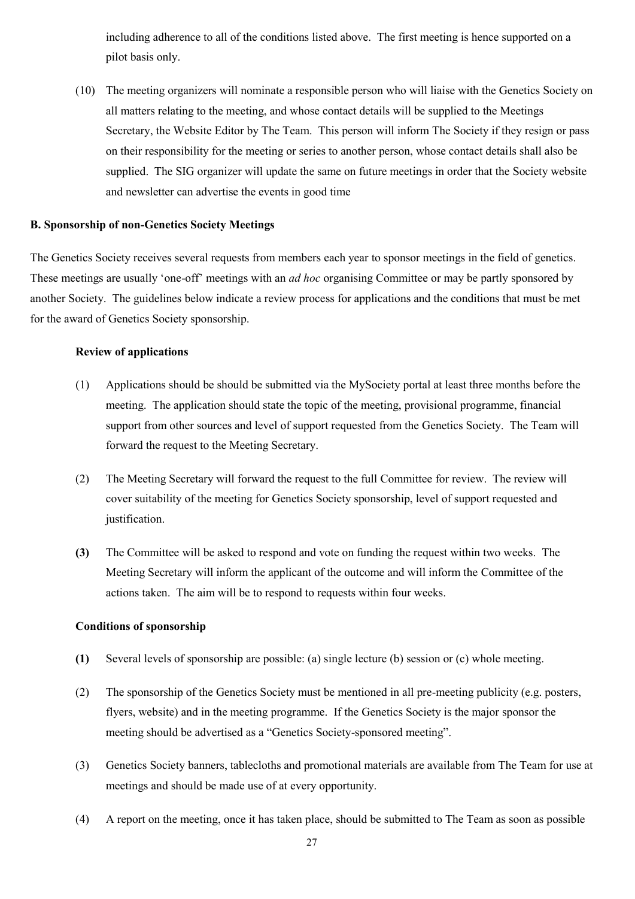including adherence to all of the conditions listed above. The first meeting is hence supported on a pilot basis only.

(10) The meeting organizers will nominate a responsible person who will liaise with the Genetics Society on all matters relating to the meeting, and whose contact details will be supplied to the Meetings Secretary, the Website Editor by The Team. This person will inform The Society if they resign or pass on their responsibility for the meeting or series to another person, whose contact details shall also be supplied. The SIG organizer will update the same on future meetings in order that the Society website and newsletter can advertise the events in good time

**B. Sponsorship of non-Genetics Society Meetings**

The Genetics Society receives several requests from members each year to sponsor meetings in the field of genetics. These meetings are usually 'one-off' meetings with an *ad hoc* organising Committee or may be partly sponsored by another Society. The guidelines below indicate a review process for applications and the conditions that must be met for the award of Genetics Society sponsorship.

**Review of applications**

(1) Applications should be should be submitted via the MySociety portal at least three months before the meeting. The application should state the topic of the meeting, provisional programme, financial support from other sources and level of support requested from the Genetics Society. The Team will forward the request to the Meeting Secretary.

(2) The Meeting Secretary will forward the request to the full Committee for review. The review will cover suitability of the meeting for Genetics Society sponsorship, level of support requested and justification.

**(3)** The Committee will be asked to respond and vote on funding the request within two weeks. The Meeting Secretary will inform the applicant of the outcome and will inform the Committee of the actions taken. The aim will be to respond to requests within four weeks.

**Conditions of sponsorship**

**(1)** Several levels of sponsorship are possible: (a) single lecture (b) session or (c) whole meeting.

(2) The sponsorship of the Genetics Society must be mentioned in all pre-meeting publicity (e.g. posters, flyers, website) and in the meeting programme. If the Genetics Society is the major sponsor the meeting should be advertised as a "Genetics Society-sponsored meeting".

(3) Genetics Society banners, tablecloths and promotional materials are available from The Team for use at meetings and should be made use of at every opportunity.

(4) A report on the meeting, once it has taken place, should be submitted to The Team as soon as possible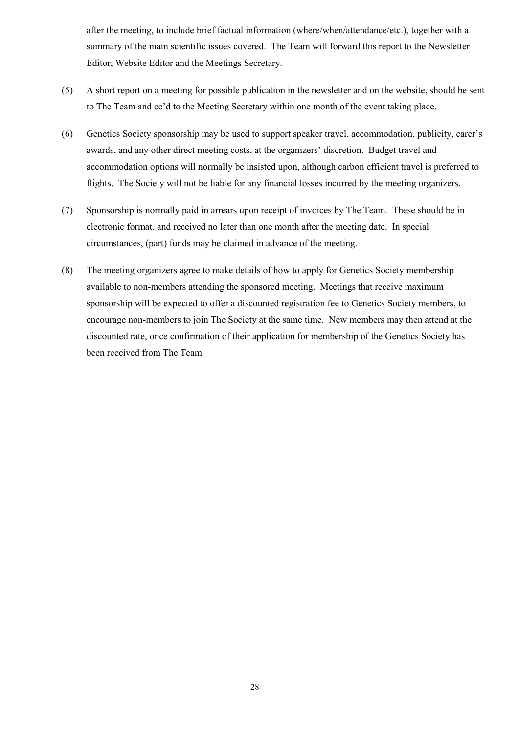after the meeting, to include brief factual information (where/when/attendance/etc.), together with a summary of the main scientific issues covered. The Team will forward this report to the Newsletter Editor, Website Editor and the Meetings Secretary.

(5) A short report on a meeting for possible publication in the newsletter and on the website, should be sent to The Team and cc'd to the Meeting Secretary within one month of the event taking place.

(6) Genetics Society sponsorship may be used to support speaker travel, accommodation, publicity, carer's awards, and any other direct meeting costs, at the organizers' discretion. Budget travel and accommodation options will normally be insisted upon, although carbon efficient travel is preferred to flights. The Society will not be liable for any financial losses incurred by the meeting organizers.

(7) Sponsorship is normally paid in arrears upon receipt of invoices by The Team. These should be in electronic format, and received no later than one month after the meeting date. In special circumstances, (part) funds may be claimed in advance of the meeting.

(8) The meeting organizers agree to make details of how to apply for Genetics Society membership available to non-members attending the sponsored meeting. Meetings that receive maximum sponsorship will be expected to offer a discounted registration fee to Genetics Society members, to encourage non-members to join The Society at the same time. New members may then attend at the discounted rate, once confirmation of their application for membership of the Genetics Society has been received from The Team.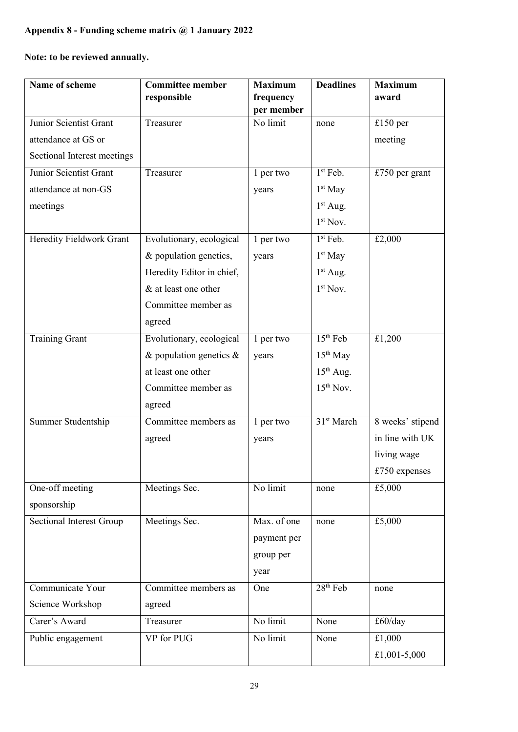**Appendix 8 - Funding scheme matrix @ 1 January 2022**

**Note: to be reviewed annually.**

| Name of scheme | Committee member responsible | Maximum frequency per member | Deadlines | Maximum award |
|---|---|---|---|---|
| Junior Scientist Grant attendance at GS or Sectional Interest meetings | Treasurer | No limit | none | £150 per meeting |
| Junior Scientist Grant attendance at non-GS meetings | Treasurer | 1 per two years | 1st Feb.<br>1st May<br>1st Aug.<br>1st Nov. | £750 per grant |
| Heredity Fieldwork Grant | Evolutionary, ecological & population genetics, Heredity Editor in chief, & at least one other Committee member as agreed | 1 per two years | 1st Feb.<br>1st May<br>1st Aug.<br>1st Nov. | £2,000 |
| Training Grant | Evolutionary, ecological & population genetics & at least one other Committee member as agreed | 1 per two years | 15th Feb<br>15th May<br>15th Aug.<br>15th Nov. | £1,200 |
| Summer Studentship | Committee members as agreed | 1 per two years | 31st March | 8 weeks' stipend in line with UK living wage £750 expenses |
| One-off meeting sponsorship | Meetings Sec. | No limit | none | £5,000 |
| Sectional Interest Group | Meetings Sec. | Max. of one payment per group per year | none | £5,000 |
| Communicate Your Science Workshop | Committee members as agreed | One | 28th Feb | none |
| Carer's Award | Treasurer | No limit | None | £60/day |
| Public engagement | VP for PUG | No limit | None | £1,000<br>£1,001-5,000 |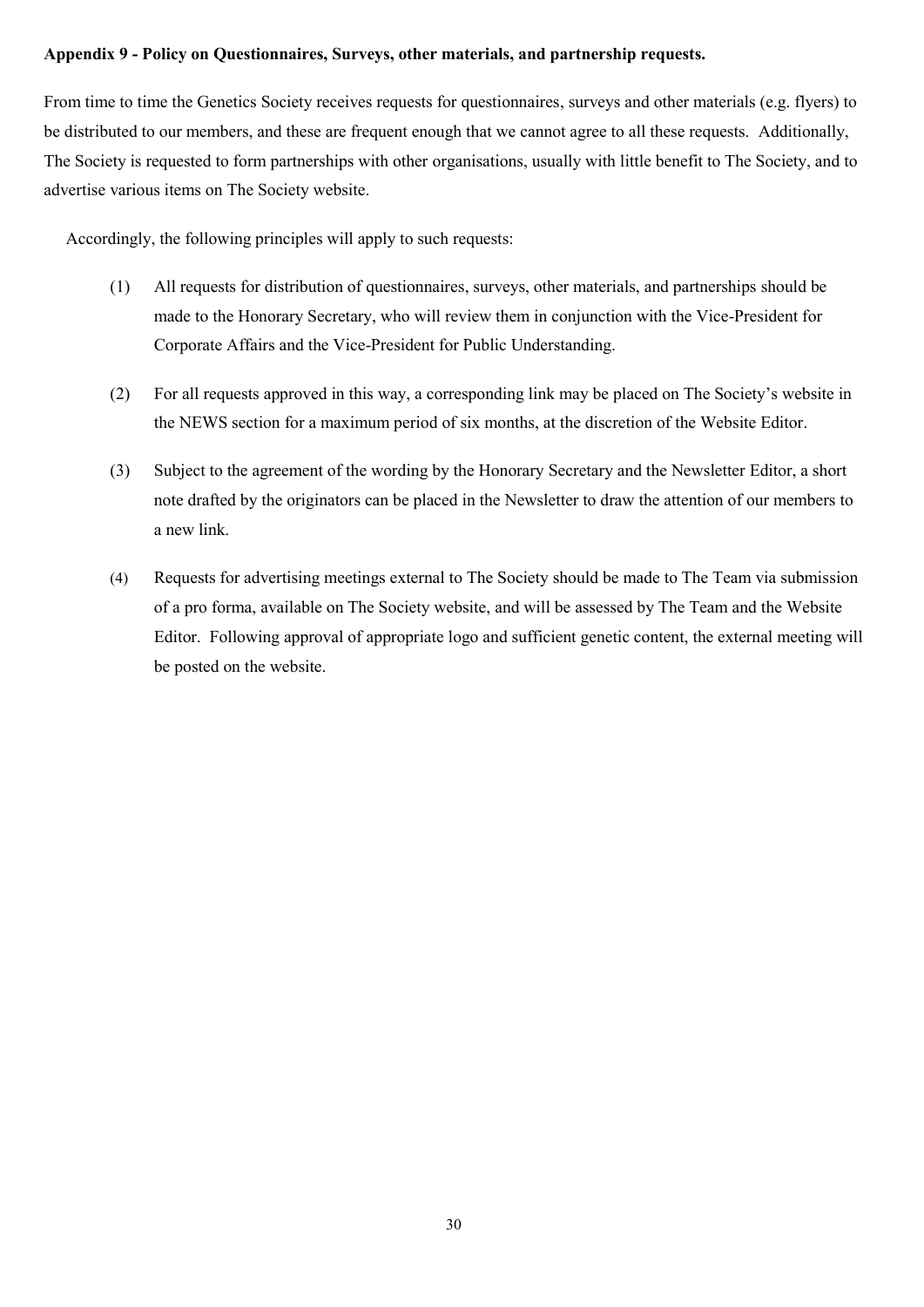**Appendix 9 - Policy on Questionnaires, Surveys, other materials, and partnership requests.**

From time to time the Genetics Society receives requests for questionnaires, surveys and other materials (e.g. flyers) to be distributed to our members, and these are frequent enough that we cannot agree to all these requests. Additionally, The Society is requested to form partnerships with other organisations, usually with little benefit to The Society, and to advertise various items on The Society website.

Accordingly, the following principles will apply to such requests:

(1) All requests for distribution of questionnaires, surveys, other materials, and partnerships should be made to the Honorary Secretary, who will review them in conjunction with the Vice-President for Corporate Affairs and the Vice-President for Public Understanding.

(2) For all requests approved in this way, a corresponding link may be placed on The Society's website in the NEWS section for a maximum period of six months, at the discretion of the Website Editor.

(3) Subject to the agreement of the wording by the Honorary Secretary and the Newsletter Editor, a short note drafted by the originators can be placed in the Newsletter to draw the attention of our members to a new link.

(4) Requests for advertising meetings external to The Society should be made to The Team via submission of a pro forma, available on The Society website, and will be assessed by The Team and the Website Editor. Following approval of appropriate logo and sufficient genetic content, the external meeting will be posted on the website.